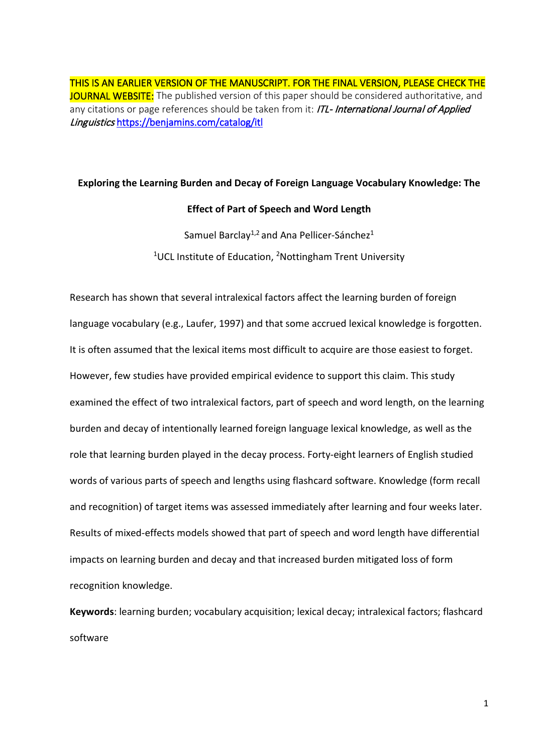THIS IS AN EARLIER VERSION OF THE MANUSCRIPT. FOR THE FINAL VERSION, PLEASE CHECK THE JOURNAL WEBSITE: The published version of this paper should be considered authoritative, and any citations or page references should be taken from it: *ITL- International Journal of Applied Linguistics* https://benjamins.com/catalog/itl

**Exploring the Learning Burden and Decay of Foreign Language Vocabulary Knowledge: The Effect of Part of Speech and Word Length**

Samuel Barclay[1,2] and Ana Pellicer-Sánchez[1]

[1]UCL Institute of Education, [2]Nottingham Trent University

Research has shown that several intralexical factors affect the learning burden of foreign language vocabulary (e.g., Laufer, 1997) and that some accrued lexical knowledge is forgotten. It is often assumed that the lexical items most difficult to acquire are those easiest to forget. However, few studies have provided empirical evidence to support this claim. This study examined the effect of two intralexical factors, part of speech and word length, on the learning burden and decay of intentionally learned foreign language lexical knowledge, as well as the role that learning burden played in the decay process. Forty-eight learners of English studied words of various parts of speech and lengths using flashcard software. Knowledge (form recall and recognition) of target items was assessed immediately after learning and four weeks later. Results of mixed-effects models showed that part of speech and word length have differential impacts on learning burden and decay and that increased burden mitigated loss of form recognition knowledge.

**Keywords**: learning burden; vocabulary acquisition; lexical decay; intralexical factors; flashcard software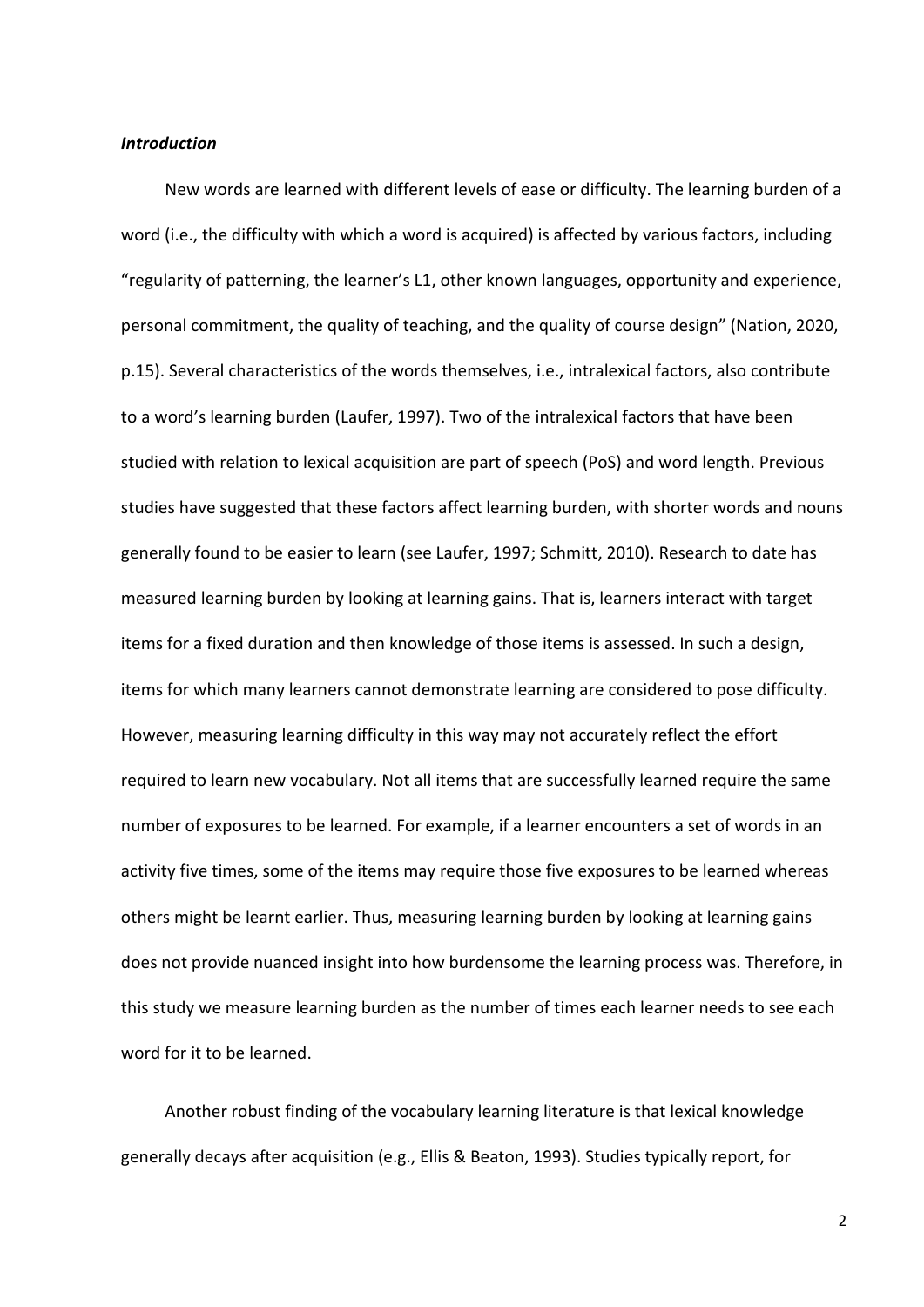***Introduction***

New words are learned with different levels of ease or difficulty. The learning burden of a word (i.e., the difficulty with which a word is acquired) is affected by various factors, including "regularity of patterning, the learner's L1, other known languages, opportunity and experience, personal commitment, the quality of teaching, and the quality of course design" (Nation, 2020, p.15). Several characteristics of the words themselves, i.e., intralexical factors, also contribute to a word's learning burden (Laufer, 1997). Two of the intralexical factors that have been studied with relation to lexical acquisition are part of speech (PoS) and word length. Previous studies have suggested that these factors affect learning burden, with shorter words and nouns generally found to be easier to learn (see Laufer, 1997; Schmitt, 2010). Research to date has measured learning burden by looking at learning gains. That is, learners interact with target items for a fixed duration and then knowledge of those items is assessed. In such a design, items for which many learners cannot demonstrate learning are considered to pose difficulty. However, measuring learning difficulty in this way may not accurately reflect the effort required to learn new vocabulary. Not all items that are successfully learned require the same number of exposures to be learned. For example, if a learner encounters a set of words in an activity five times, some of the items may require those five exposures to be learned whereas others might be learnt earlier. Thus, measuring learning burden by looking at learning gains does not provide nuanced insight into how burdensome the learning process was. Therefore, in this study we measure learning burden as the number of times each learner needs to see each word for it to be learned.

Another robust finding of the vocabulary learning literature is that lexical knowledge generally decays after acquisition (e.g., Ellis & Beaton, 1993). Studies typically report, for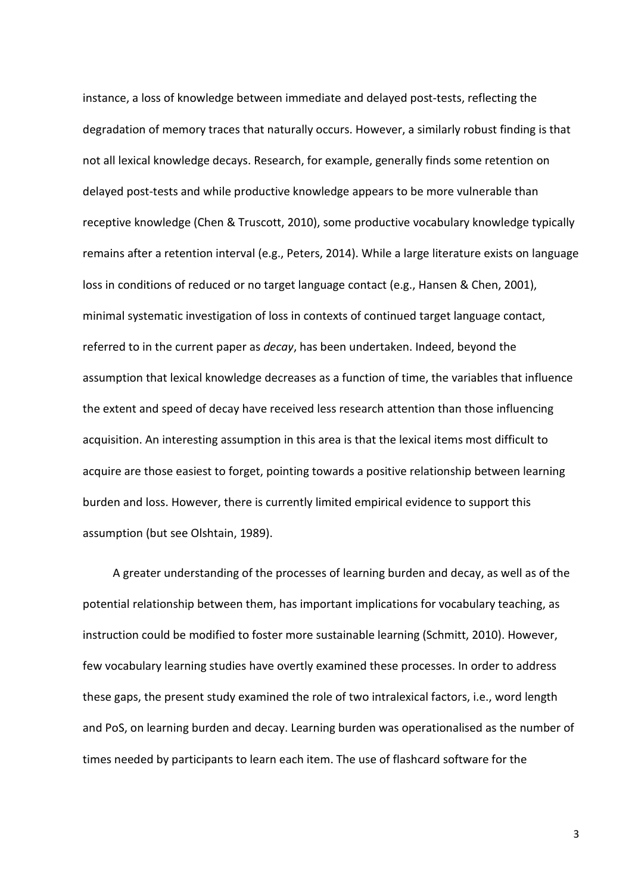instance, a loss of knowledge between immediate and delayed post-tests, reflecting the degradation of memory traces that naturally occurs. However, a similarly robust finding is that not all lexical knowledge decays. Research, for example, generally finds some retention on delayed post-tests and while productive knowledge appears to be more vulnerable than receptive knowledge (Chen & Truscott, 2010), some productive vocabulary knowledge typically remains after a retention interval (e.g., Peters, 2014). While a large literature exists on language loss in conditions of reduced or no target language contact (e.g., Hansen & Chen, 2001), minimal systematic investigation of loss in contexts of continued target language contact, referred to in the current paper as *decay*, has been undertaken. Indeed, beyond the assumption that lexical knowledge decreases as a function of time, the variables that influence the extent and speed of decay have received less research attention than those influencing acquisition. An interesting assumption in this area is that the lexical items most difficult to acquire are those easiest to forget, pointing towards a positive relationship between learning burden and loss. However, there is currently limited empirical evidence to support this assumption (but see Olshtain, 1989).

A greater understanding of the processes of learning burden and decay, as well as of the potential relationship between them, has important implications for vocabulary teaching, as instruction could be modified to foster more sustainable learning (Schmitt, 2010). However, few vocabulary learning studies have overtly examined these processes. In order to address these gaps, the present study examined the role of two intralexical factors, i.e., word length and PoS, on learning burden and decay. Learning burden was operationalised as the number of times needed by participants to learn each item. The use of flashcard software for the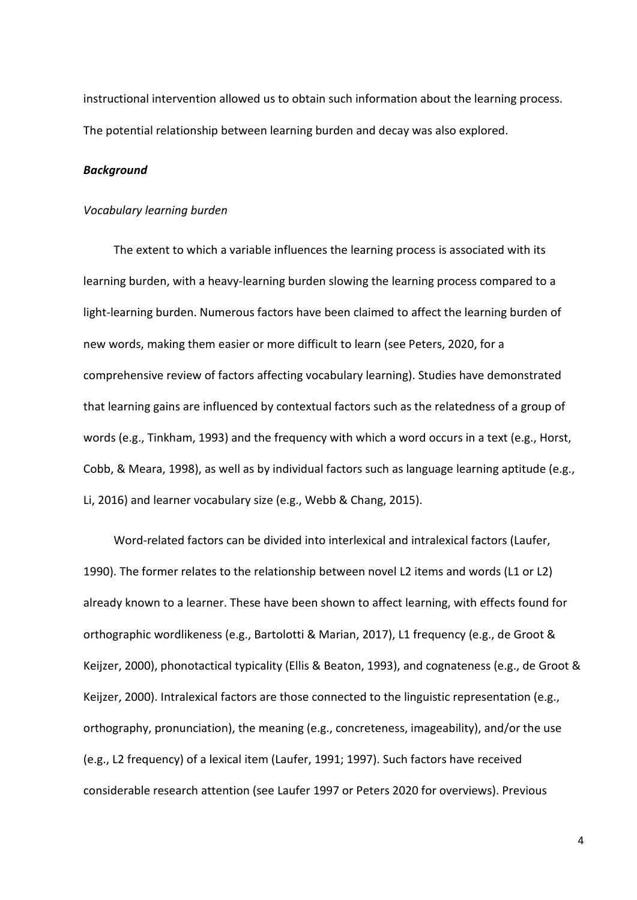instructional intervention allowed us to obtain such information about the learning process. The potential relationship between learning burden and decay was also explored.

***Background***

*Vocabulary learning burden*

The extent to which a variable influences the learning process is associated with its learning burden, with a heavy-learning burden slowing the learning process compared to a light-learning burden. Numerous factors have been claimed to affect the learning burden of new words, making them easier or more difficult to learn (see Peters, 2020, for a comprehensive review of factors affecting vocabulary learning). Studies have demonstrated that learning gains are influenced by contextual factors such as the relatedness of a group of words (e.g., Tinkham, 1993) and the frequency with which a word occurs in a text (e.g., Horst, Cobb, & Meara, 1998), as well as by individual factors such as language learning aptitude (e.g., Li, 2016) and learner vocabulary size (e.g., Webb & Chang, 2015).

Word-related factors can be divided into interlexical and intralexical factors (Laufer, 1990). The former relates to the relationship between novel L2 items and words (L1 or L2) already known to a learner. These have been shown to affect learning, with effects found for orthographic wordlikeness (e.g., Bartolotti & Marian, 2017), L1 frequency (e.g., de Groot & Keijzer, 2000), phonotactical typicality (Ellis & Beaton, 1993), and cognateness (e.g., de Groot & Keijzer, 2000). Intralexical factors are those connected to the linguistic representation (e.g., orthography, pronunciation), the meaning (e.g., concreteness, imageability), and/or the use (e.g., L2 frequency) of a lexical item (Laufer, 1991; 1997). Such factors have received considerable research attention (see Laufer 1997 or Peters 2020 for overviews). Previous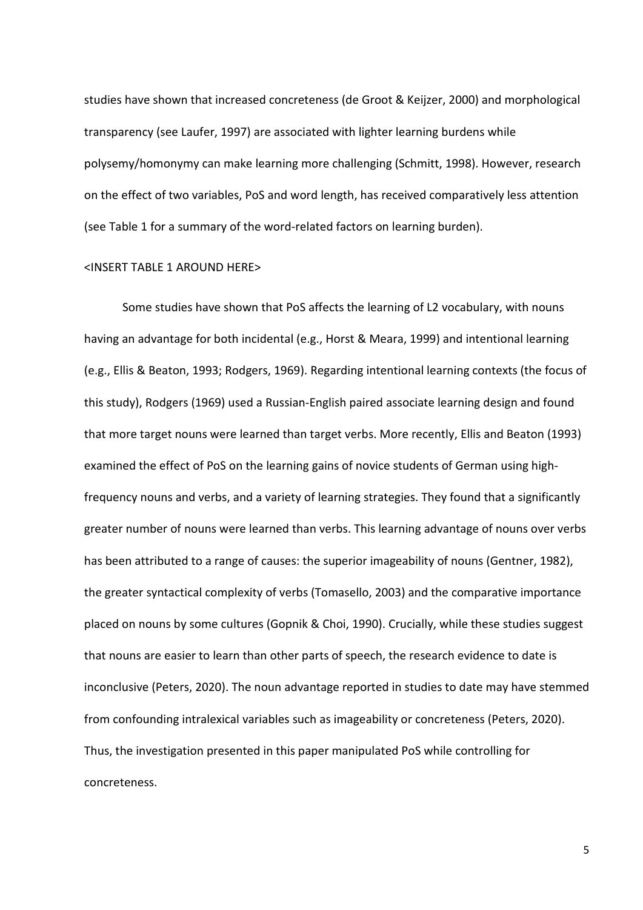studies have shown that increased concreteness (de Groot & Keijzer, 2000) and morphological transparency (see Laufer, 1997) are associated with lighter learning burdens while polysemy/homonymy can make learning more challenging (Schmitt, 1998). However, research on the effect of two variables, PoS and word length, has received comparatively less attention (see Table 1 for a summary of the word-related factors on learning burden).

<INSERT TABLE 1 AROUND HERE>

Some studies have shown that PoS affects the learning of L2 vocabulary, with nouns having an advantage for both incidental (e.g., Horst & Meara, 1999) and intentional learning (e.g., Ellis & Beaton, 1993; Rodgers, 1969). Regarding intentional learning contexts (the focus of this study), Rodgers (1969) used a Russian-English paired associate learning design and found that more target nouns were learned than target verbs. More recently, Ellis and Beaton (1993) examined the effect of PoS on the learning gains of novice students of German using high-frequency nouns and verbs, and a variety of learning strategies. They found that a significantly greater number of nouns were learned than verbs. This learning advantage of nouns over verbs has been attributed to a range of causes: the superior imageability of nouns (Gentner, 1982), the greater syntactical complexity of verbs (Tomasello, 2003) and the comparative importance placed on nouns by some cultures (Gopnik & Choi, 1990). Crucially, while these studies suggest that nouns are easier to learn than other parts of speech, the research evidence to date is inconclusive (Peters, 2020). The noun advantage reported in studies to date may have stemmed from confounding intralexical variables such as imageability or concreteness (Peters, 2020). Thus, the investigation presented in this paper manipulated PoS while controlling for concreteness.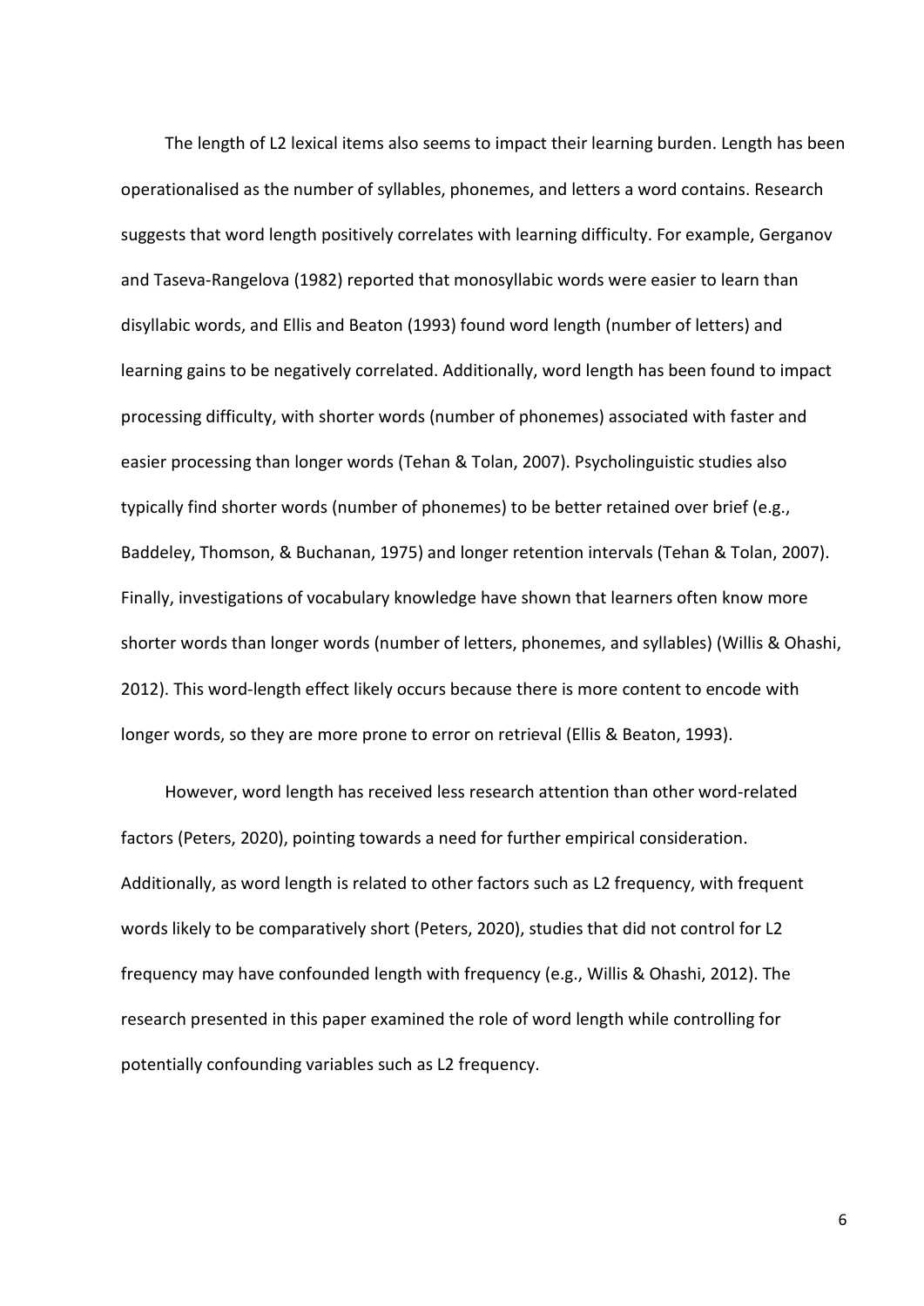The length of L2 lexical items also seems to impact their learning burden. Length has been operationalised as the number of syllables, phonemes, and letters a word contains. Research suggests that word length positively correlates with learning difficulty. For example, Gerganov and Taseva-Rangelova (1982) reported that monosyllabic words were easier to learn than disyllabic words, and Ellis and Beaton (1993) found word length (number of letters) and learning gains to be negatively correlated. Additionally, word length has been found to impact processing difficulty, with shorter words (number of phonemes) associated with faster and easier processing than longer words (Tehan & Tolan, 2007). Psycholinguistic studies also typically find shorter words (number of phonemes) to be better retained over brief (e.g., Baddeley, Thomson, & Buchanan, 1975) and longer retention intervals (Tehan & Tolan, 2007). Finally, investigations of vocabulary knowledge have shown that learners often know more shorter words than longer words (number of letters, phonemes, and syllables) (Willis & Ohashi, 2012). This word-length effect likely occurs because there is more content to encode with longer words, so they are more prone to error on retrieval (Ellis & Beaton, 1993).

However, word length has received less research attention than other word-related factors (Peters, 2020), pointing towards a need for further empirical consideration. Additionally, as word length is related to other factors such as L2 frequency, with frequent words likely to be comparatively short (Peters, 2020), studies that did not control for L2 frequency may have confounded length with frequency (e.g., Willis & Ohashi, 2012). The research presented in this paper examined the role of word length while controlling for potentially confounding variables such as L2 frequency.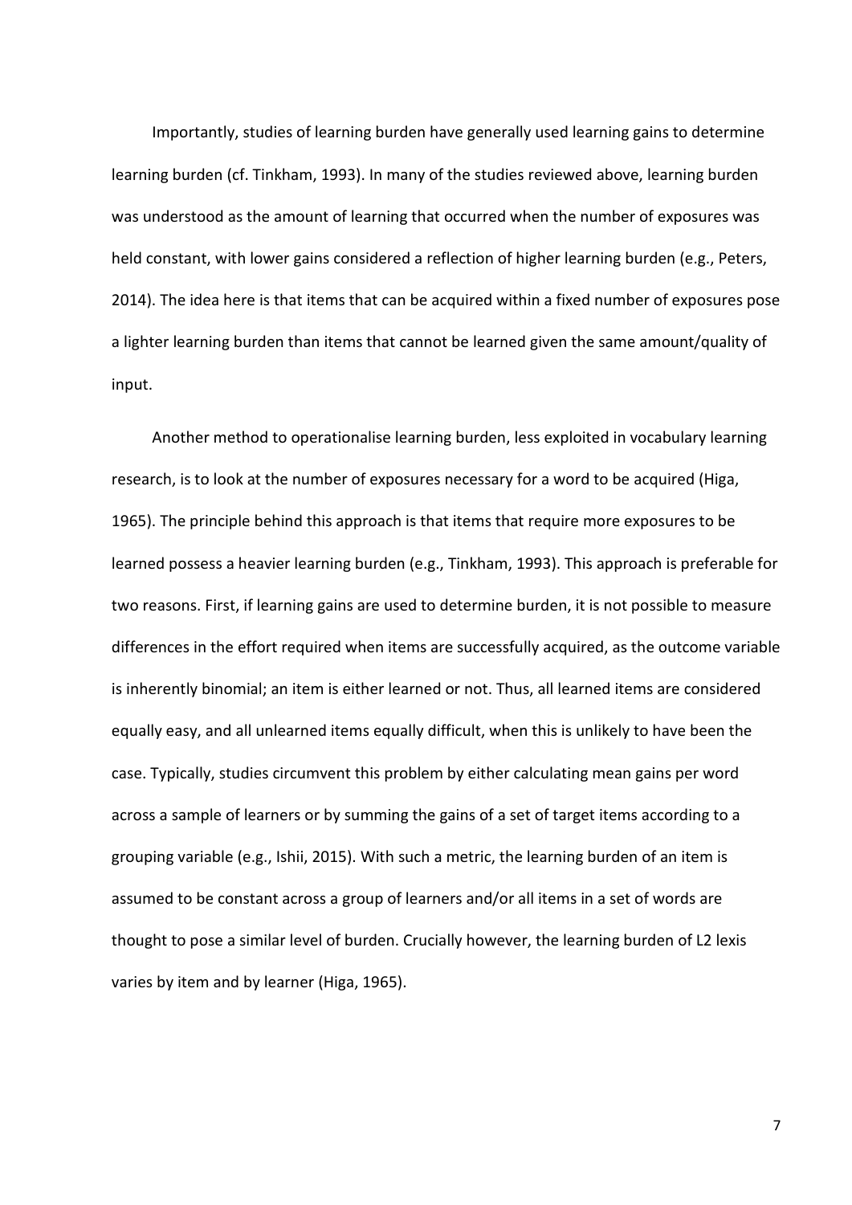Importantly, studies of learning burden have generally used learning gains to determine learning burden (cf. Tinkham, 1993). In many of the studies reviewed above, learning burden was understood as the amount of learning that occurred when the number of exposures was held constant, with lower gains considered a reflection of higher learning burden (e.g., Peters, 2014). The idea here is that items that can be acquired within a fixed number of exposures pose a lighter learning burden than items that cannot be learned given the same amount/quality of input.

Another method to operationalise learning burden, less exploited in vocabulary learning research, is to look at the number of exposures necessary for a word to be acquired (Higa, 1965). The principle behind this approach is that items that require more exposures to be learned possess a heavier learning burden (e.g., Tinkham, 1993). This approach is preferable for two reasons. First, if learning gains are used to determine burden, it is not possible to measure differences in the effort required when items are successfully acquired, as the outcome variable is inherently binomial; an item is either learned or not. Thus, all learned items are considered equally easy, and all unlearned items equally difficult, when this is unlikely to have been the case. Typically, studies circumvent this problem by either calculating mean gains per word across a sample of learners or by summing the gains of a set of target items according to a grouping variable (e.g., Ishii, 2015). With such a metric, the learning burden of an item is assumed to be constant across a group of learners and/or all items in a set of words are thought to pose a similar level of burden. Crucially however, the learning burden of L2 lexis varies by item and by learner (Higa, 1965).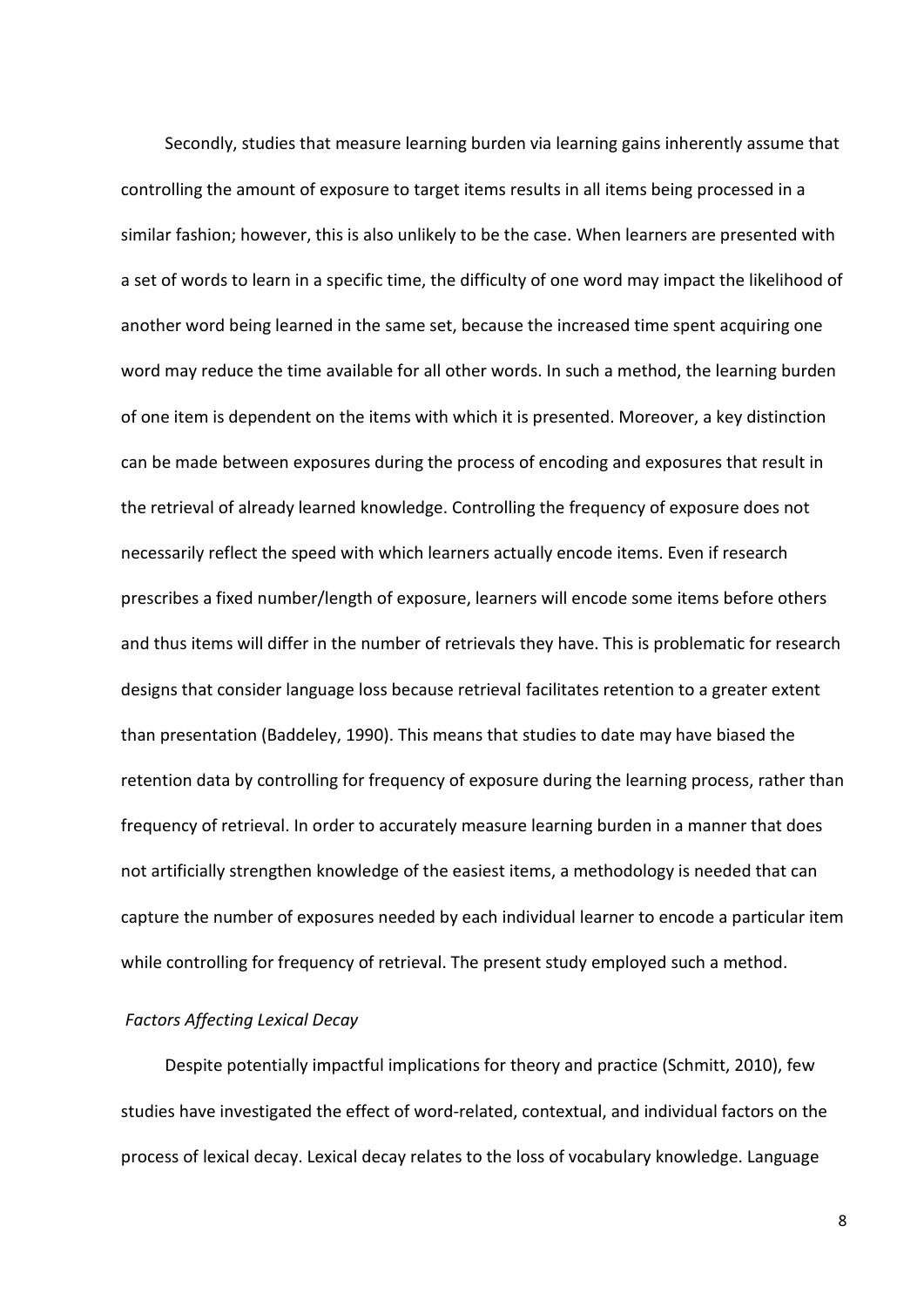Secondly, studies that measure learning burden via learning gains inherently assume that controlling the amount of exposure to target items results in all items being processed in a similar fashion; however, this is also unlikely to be the case. When learners are presented with a set of words to learn in a specific time, the difficulty of one word may impact the likelihood of another word being learned in the same set, because the increased time spent acquiring one word may reduce the time available for all other words. In such a method, the learning burden of one item is dependent on the items with which it is presented. Moreover, a key distinction can be made between exposures during the process of encoding and exposures that result in the retrieval of already learned knowledge. Controlling the frequency of exposure does not necessarily reflect the speed with which learners actually encode items. Even if research prescribes a fixed number/length of exposure, learners will encode some items before others and thus items will differ in the number of retrievals they have. This is problematic for research designs that consider language loss because retrieval facilitates retention to a greater extent than presentation (Baddeley, 1990). This means that studies to date may have biased the retention data by controlling for frequency of exposure during the learning process, rather than frequency of retrieval. In order to accurately measure learning burden in a manner that does not artificially strengthen knowledge of the easiest items, a methodology is needed that can capture the number of exposures needed by each individual learner to encode a particular item while controlling for frequency of retrieval. The present study employed such a method.

### *Factors Affecting Lexical Decay*

Despite potentially impactful implications for theory and practice (Schmitt, 2010), few studies have investigated the effect of word-related, contextual, and individual factors on the process of lexical decay. Lexical decay relates to the loss of vocabulary knowledge. Language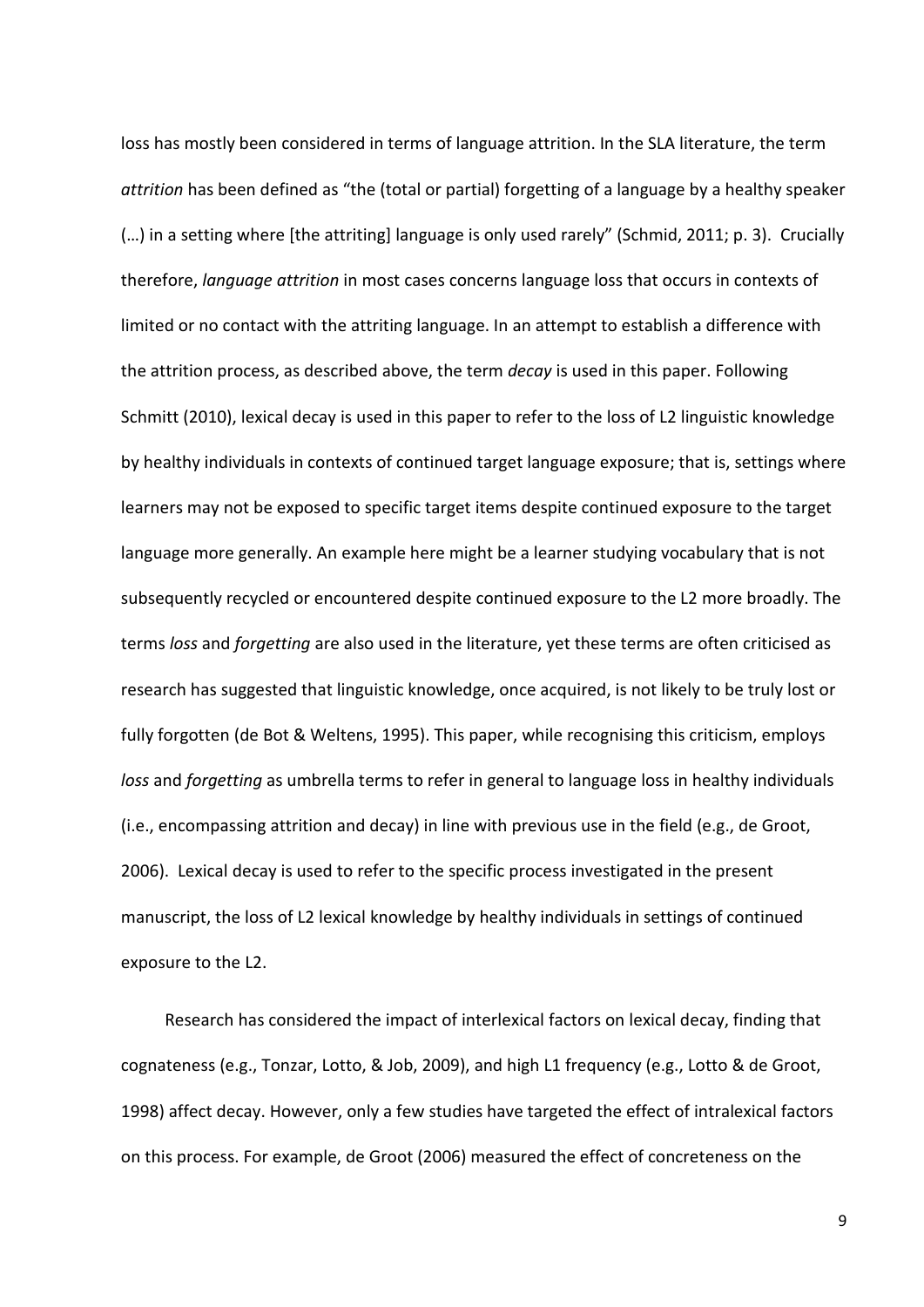loss has mostly been considered in terms of language attrition. In the SLA literature, the term *attrition* has been defined as "the (total or partial) forgetting of a language by a healthy speaker (…) in a setting where [the attriting] language is only used rarely" (Schmid, 2011; p. 3). Crucially therefore, *language attrition* in most cases concerns language loss that occurs in contexts of limited or no contact with the attriting language. In an attempt to establish a difference with the attrition process, as described above, the term *decay* is used in this paper. Following Schmitt (2010), lexical decay is used in this paper to refer to the loss of L2 linguistic knowledge by healthy individuals in contexts of continued target language exposure; that is, settings where learners may not be exposed to specific target items despite continued exposure to the target language more generally. An example here might be a learner studying vocabulary that is not subsequently recycled or encountered despite continued exposure to the L2 more broadly. The terms *loss* and *forgetting* are also used in the literature, yet these terms are often criticised as research has suggested that linguistic knowledge, once acquired, is not likely to be truly lost or fully forgotten (de Bot & Weltens, 1995). This paper, while recognising this criticism, employs *loss* and *forgetting* as umbrella terms to refer in general to language loss in healthy individuals (i.e., encompassing attrition and decay) in line with previous use in the field (e.g., de Groot, 2006). Lexical decay is used to refer to the specific process investigated in the present manuscript, the loss of L2 lexical knowledge by healthy individuals in settings of continued exposure to the L2.

Research has considered the impact of interlexical factors on lexical decay, finding that cognateness (e.g., Tonzar, Lotto, & Job, 2009), and high L1 frequency (e.g., Lotto & de Groot, 1998) affect decay. However, only a few studies have targeted the effect of intralexical factors on this process. For example, de Groot (2006) measured the effect of concreteness on the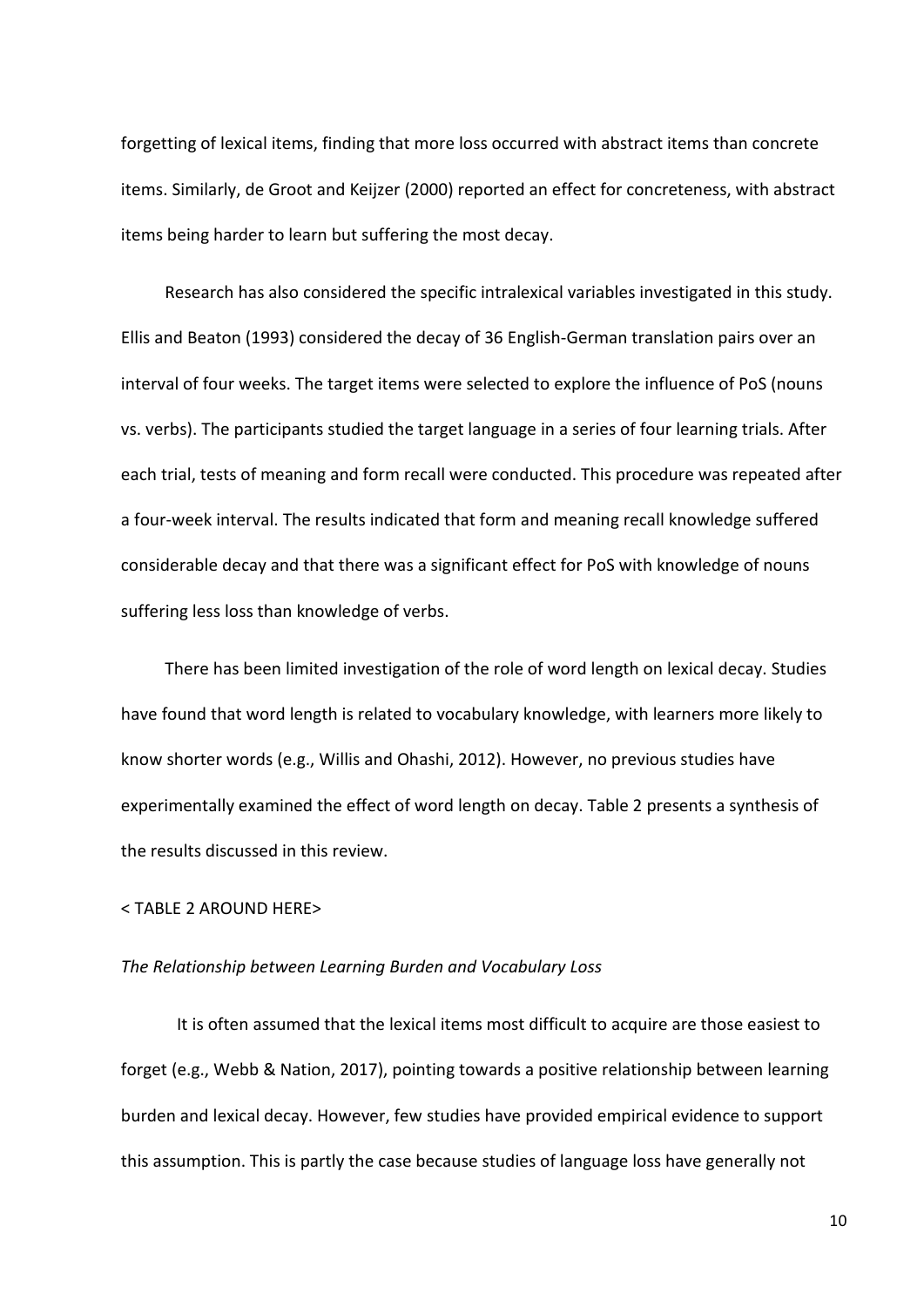forgetting of lexical items, finding that more loss occurred with abstract items than concrete items. Similarly, de Groot and Keijzer (2000) reported an effect for concreteness, with abstract items being harder to learn but suffering the most decay.

Research has also considered the specific intralexical variables investigated in this study. Ellis and Beaton (1993) considered the decay of 36 English-German translation pairs over an interval of four weeks. The target items were selected to explore the influence of PoS (nouns vs. verbs). The participants studied the target language in a series of four learning trials. After each trial, tests of meaning and form recall were conducted. This procedure was repeated after a four-week interval. The results indicated that form and meaning recall knowledge suffered considerable decay and that there was a significant effect for PoS with knowledge of nouns suffering less loss than knowledge of verbs.

There has been limited investigation of the role of word length on lexical decay. Studies have found that word length is related to vocabulary knowledge, with learners more likely to know shorter words (e.g., Willis and Ohashi, 2012). However, no previous studies have experimentally examined the effect of word length on decay. Table 2 presents a synthesis of the results discussed in this review.

< TABLE 2 AROUND HERE>

*The Relationship between Learning Burden and Vocabulary Loss*

It is often assumed that the lexical items most difficult to acquire are those easiest to forget (e.g., Webb & Nation, 2017), pointing towards a positive relationship between learning burden and lexical decay. However, few studies have provided empirical evidence to support this assumption. This is partly the case because studies of language loss have generally not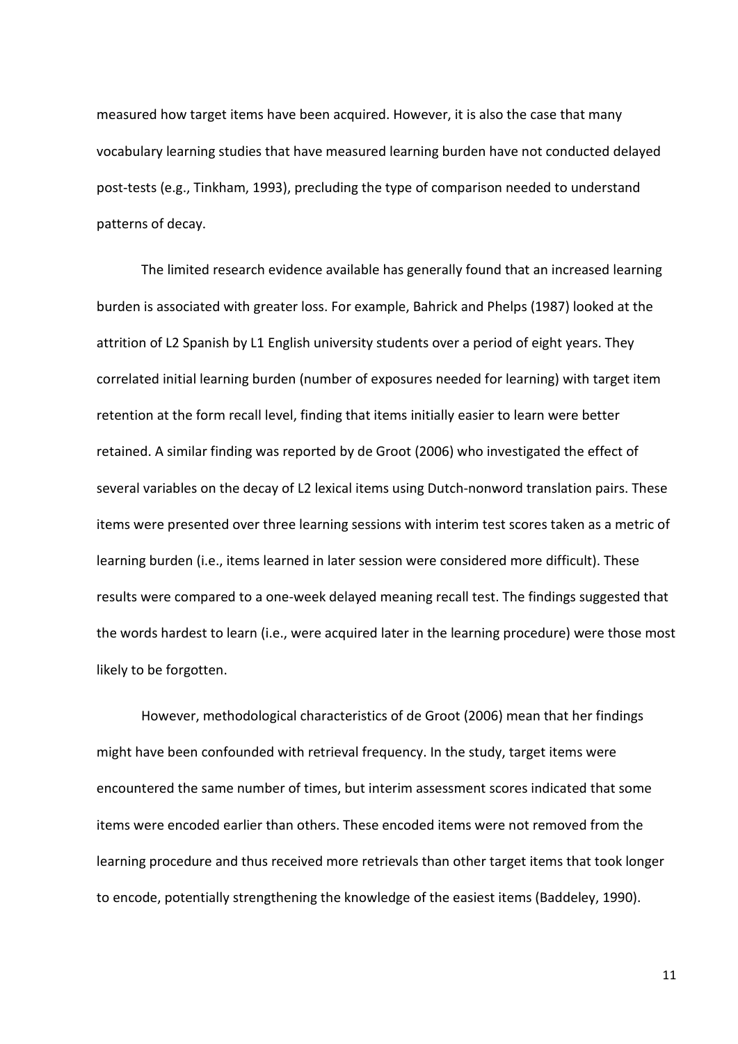measured how target items have been acquired. However, it is also the case that many vocabulary learning studies that have measured learning burden have not conducted delayed post-tests (e.g., Tinkham, 1993), precluding the type of comparison needed to understand patterns of decay.

The limited research evidence available has generally found that an increased learning burden is associated with greater loss. For example, Bahrick and Phelps (1987) looked at the attrition of L2 Spanish by L1 English university students over a period of eight years. They correlated initial learning burden (number of exposures needed for learning) with target item retention at the form recall level, finding that items initially easier to learn were better retained. A similar finding was reported by de Groot (2006) who investigated the effect of several variables on the decay of L2 lexical items using Dutch-nonword translation pairs. These items were presented over three learning sessions with interim test scores taken as a metric of learning burden (i.e., items learned in later session were considered more difficult). These results were compared to a one-week delayed meaning recall test. The findings suggested that the words hardest to learn (i.e., were acquired later in the learning procedure) were those most likely to be forgotten.

However, methodological characteristics of de Groot (2006) mean that her findings might have been confounded with retrieval frequency. In the study, target items were encountered the same number of times, but interim assessment scores indicated that some items were encoded earlier than others. These encoded items were not removed from the learning procedure and thus received more retrievals than other target items that took longer to encode, potentially strengthening the knowledge of the easiest items (Baddeley, 1990).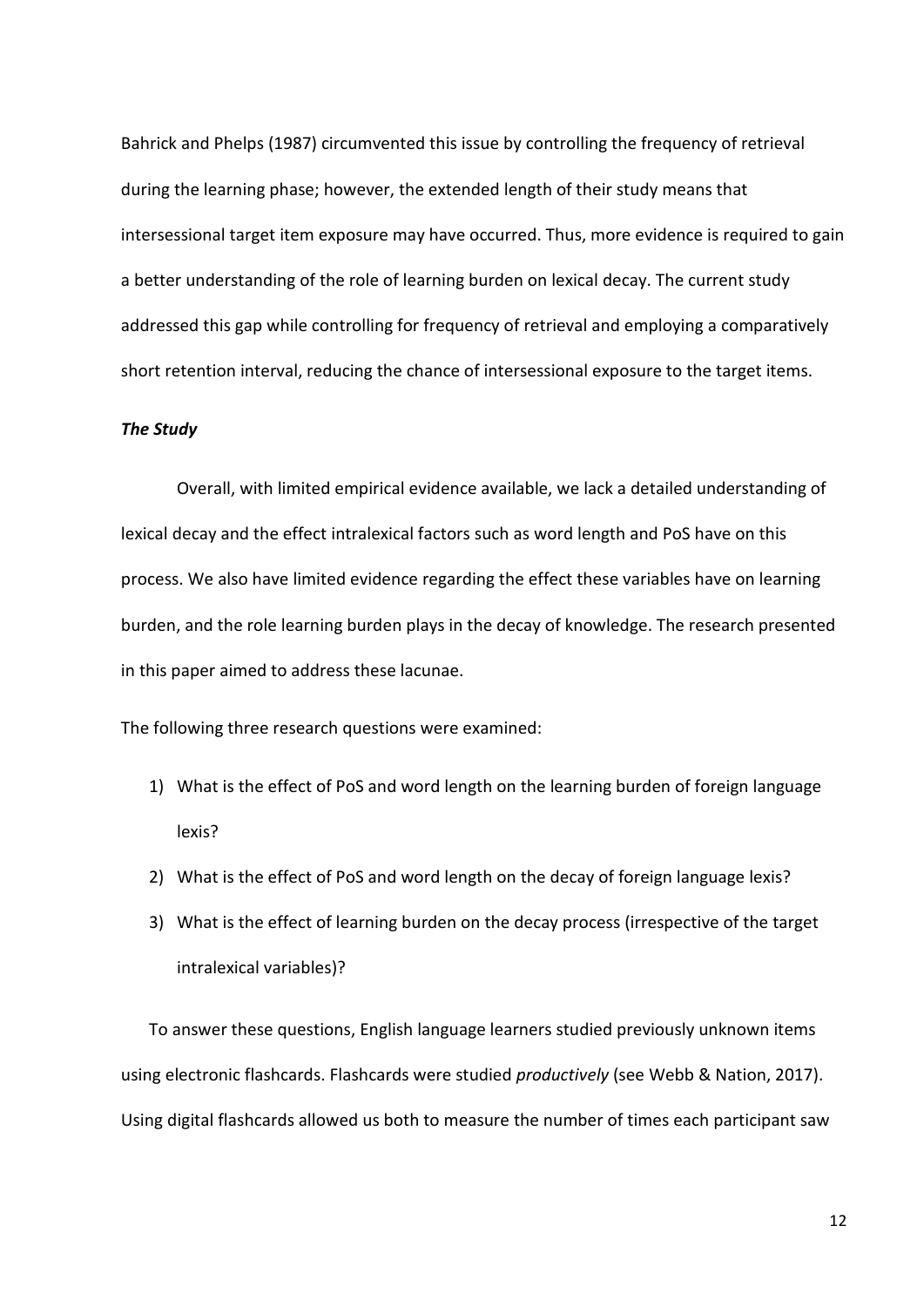Bahrick and Phelps (1987) circumvented this issue by controlling the frequency of retrieval during the learning phase; however, the extended length of their study means that intersessional target item exposure may have occurred. Thus, more evidence is required to gain a better understanding of the role of learning burden on lexical decay. The current study addressed this gap while controlling for frequency of retrieval and employing a comparatively short retention interval, reducing the chance of intersessional exposure to the target items.

### ***The Study***

Overall, with limited empirical evidence available, we lack a detailed understanding of lexical decay and the effect intralexical factors such as word length and PoS have on this process. We also have limited evidence regarding the effect these variables have on learning burden, and the role learning burden plays in the decay of knowledge. The research presented in this paper aimed to address these lacunae.

The following three research questions were examined:

1) What is the effect of PoS and word length on the learning burden of foreign language lexis?
2) What is the effect of PoS and word length on the decay of foreign language lexis?
3) What is the effect of learning burden on the decay process (irrespective of the target intralexical variables)?

To answer these questions, English language learners studied previously unknown items using electronic flashcards. Flashcards were studied *productively* (see Webb & Nation, 2017). Using digital flashcards allowed us both to measure the number of times each participant saw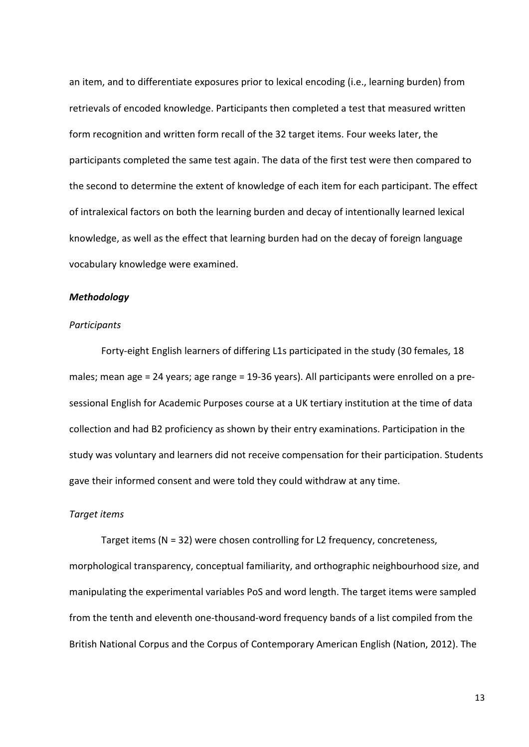an item, and to differentiate exposures prior to lexical encoding (i.e., learning burden) from retrievals of encoded knowledge. Participants then completed a test that measured written form recognition and written form recall of the 32 target items. Four weeks later, the participants completed the same test again. The data of the first test were then compared to the second to determine the extent of knowledge of each item for each participant. The effect of intralexical factors on both the learning burden and decay of intentionally learned lexical knowledge, as well as the effect that learning burden had on the decay of foreign language vocabulary knowledge were examined.

### *Methodology*

#### *Participants*

Forty-eight English learners of differing L1s participated in the study (30 females, 18 males; mean age = 24 years; age range = 19-36 years). All participants were enrolled on a pre-sessional English for Academic Purposes course at a UK tertiary institution at the time of data collection and had B2 proficiency as shown by their entry examinations. Participation in the study was voluntary and learners did not receive compensation for their participation. Students gave their informed consent and were told they could withdraw at any time.

#### *Target items*

Target items (N = 32) were chosen controlling for L2 frequency, concreteness, morphological transparency, conceptual familiarity, and orthographic neighbourhood size, and manipulating the experimental variables PoS and word length. The target items were sampled from the tenth and eleventh one-thousand-word frequency bands of a list compiled from the British National Corpus and the Corpus of Contemporary American English (Nation, 2012). The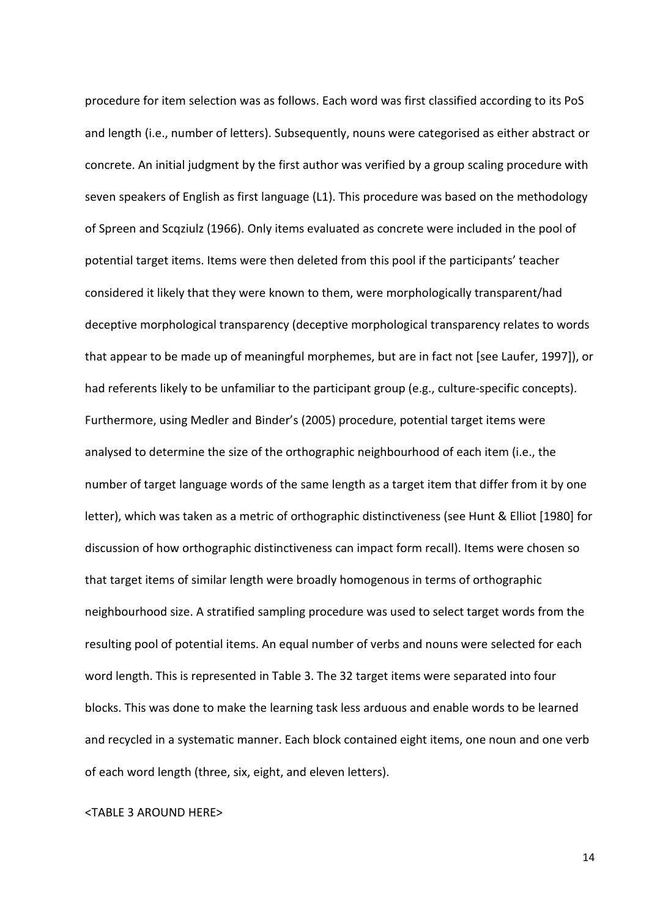procedure for item selection was as follows. Each word was first classified according to its PoS and length (i.e., number of letters). Subsequently, nouns were categorised as either abstract or concrete. An initial judgment by the first author was verified by a group scaling procedure with seven speakers of English as first language (L1). This procedure was based on the methodology of Spreen and Scqziulz (1966). Only items evaluated as concrete were included in the pool of potential target items. Items were then deleted from this pool if the participants' teacher considered it likely that they were known to them, were morphologically transparent/had deceptive morphological transparency (deceptive morphological transparency relates to words that appear to be made up of meaningful morphemes, but are in fact not [see Laufer, 1997]), or had referents likely to be unfamiliar to the participant group (e.g., culture-specific concepts). Furthermore, using Medler and Binder's (2005) procedure, potential target items were analysed to determine the size of the orthographic neighbourhood of each item (i.e., the number of target language words of the same length as a target item that differ from it by one letter), which was taken as a metric of orthographic distinctiveness (see Hunt & Elliot [1980] for discussion of how orthographic distinctiveness can impact form recall). Items were chosen so that target items of similar length were broadly homogenous in terms of orthographic neighbourhood size. A stratified sampling procedure was used to select target words from the resulting pool of potential items. An equal number of verbs and nouns were selected for each word length. This is represented in Table 3. The 32 target items were separated into four blocks. This was done to make the learning task less arduous and enable words to be learned and recycled in a systematic manner. Each block contained eight items, one noun and one verb of each word length (three, six, eight, and eleven letters).

<TABLE 3 AROUND HERE>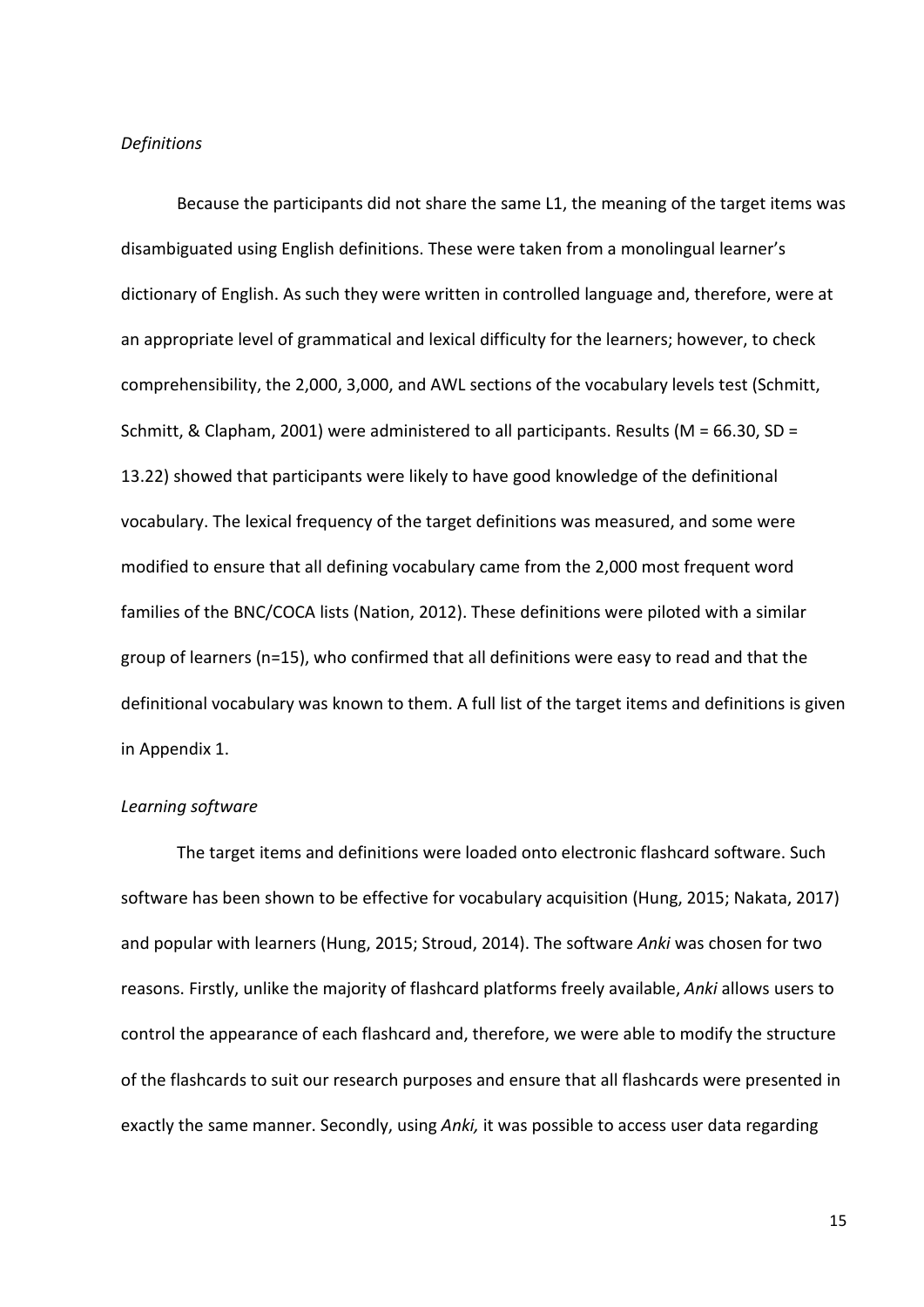*Definitions*

Because the participants did not share the same L1, the meaning of the target items was disambiguated using English definitions. These were taken from a monolingual learner's dictionary of English. As such they were written in controlled language and, therefore, were at an appropriate level of grammatical and lexical difficulty for the learners; however, to check comprehensibility, the 2,000, 3,000, and AWL sections of the vocabulary levels test (Schmitt, Schmitt, & Clapham, 2001) were administered to all participants. Results ($M = 66.30$, $SD = 13.22$) showed that participants were likely to have good knowledge of the definitional vocabulary. The lexical frequency of the target definitions was measured, and some were modified to ensure that all defining vocabulary came from the 2,000 most frequent word families of the BNC/COCA lists (Nation, 2012). These definitions were piloted with a similar group of learners ($n=15$), who confirmed that all definitions were easy to read and that the definitional vocabulary was known to them. A full list of the target items and definitions is given in Appendix 1.

*Learning software*

The target items and definitions were loaded onto electronic flashcard software. Such software has been shown to be effective for vocabulary acquisition (Hung, 2015; Nakata, 2017) and popular with learners (Hung, 2015; Stroud, 2014). The software *Anki* was chosen for two reasons. Firstly, unlike the majority of flashcard platforms freely available, *Anki* allows users to control the appearance of each flashcard and, therefore, we were able to modify the structure of the flashcards to suit our research purposes and ensure that all flashcards were presented in exactly the same manner. Secondly, using *Anki,* it was possible to access user data regarding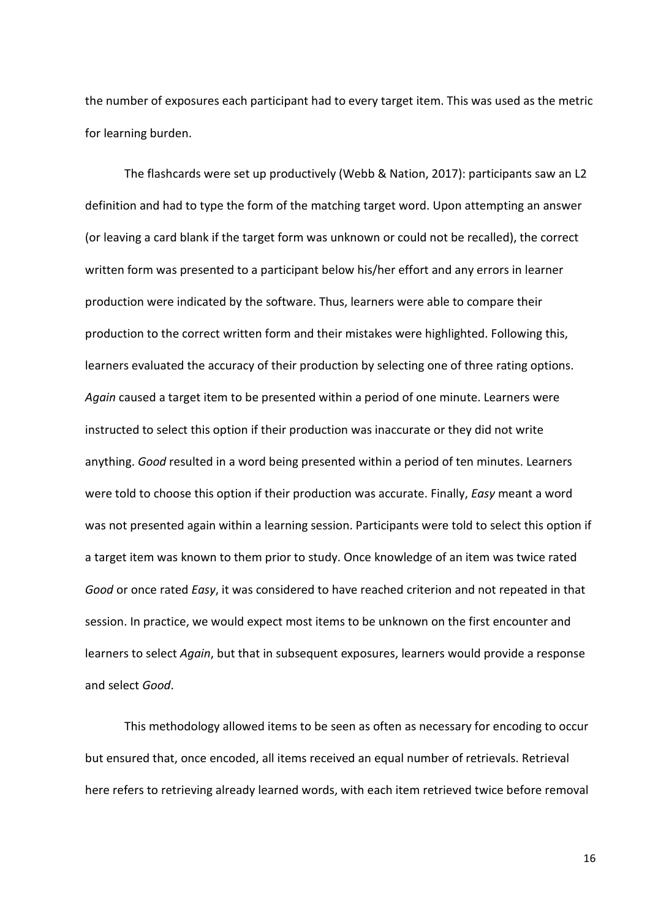the number of exposures each participant had to every target item. This was used as the metric for learning burden.

The flashcards were set up productively (Webb & Nation, 2017): participants saw an L2 definition and had to type the form of the matching target word. Upon attempting an answer (or leaving a card blank if the target form was unknown or could not be recalled), the correct written form was presented to a participant below his/her effort and any errors in learner production were indicated by the software. Thus, learners were able to compare their production to the correct written form and their mistakes were highlighted. Following this, learners evaluated the accuracy of their production by selecting one of three rating options. *Again* caused a target item to be presented within a period of one minute. Learners were instructed to select this option if their production was inaccurate or they did not write anything. *Good* resulted in a word being presented within a period of ten minutes. Learners were told to choose this option if their production was accurate. Finally, *Easy* meant a word was not presented again within a learning session. Participants were told to select this option if a target item was known to them prior to study. Once knowledge of an item was twice rated *Good* or once rated *Easy*, it was considered to have reached criterion and not repeated in that session. In practice, we would expect most items to be unknown on the first encounter and learners to select *Again*, but that in subsequent exposures, learners would provide a response and select *Good*.

This methodology allowed items to be seen as often as necessary for encoding to occur but ensured that, once encoded, all items received an equal number of retrievals. Retrieval here refers to retrieving already learned words, with each item retrieved twice before removal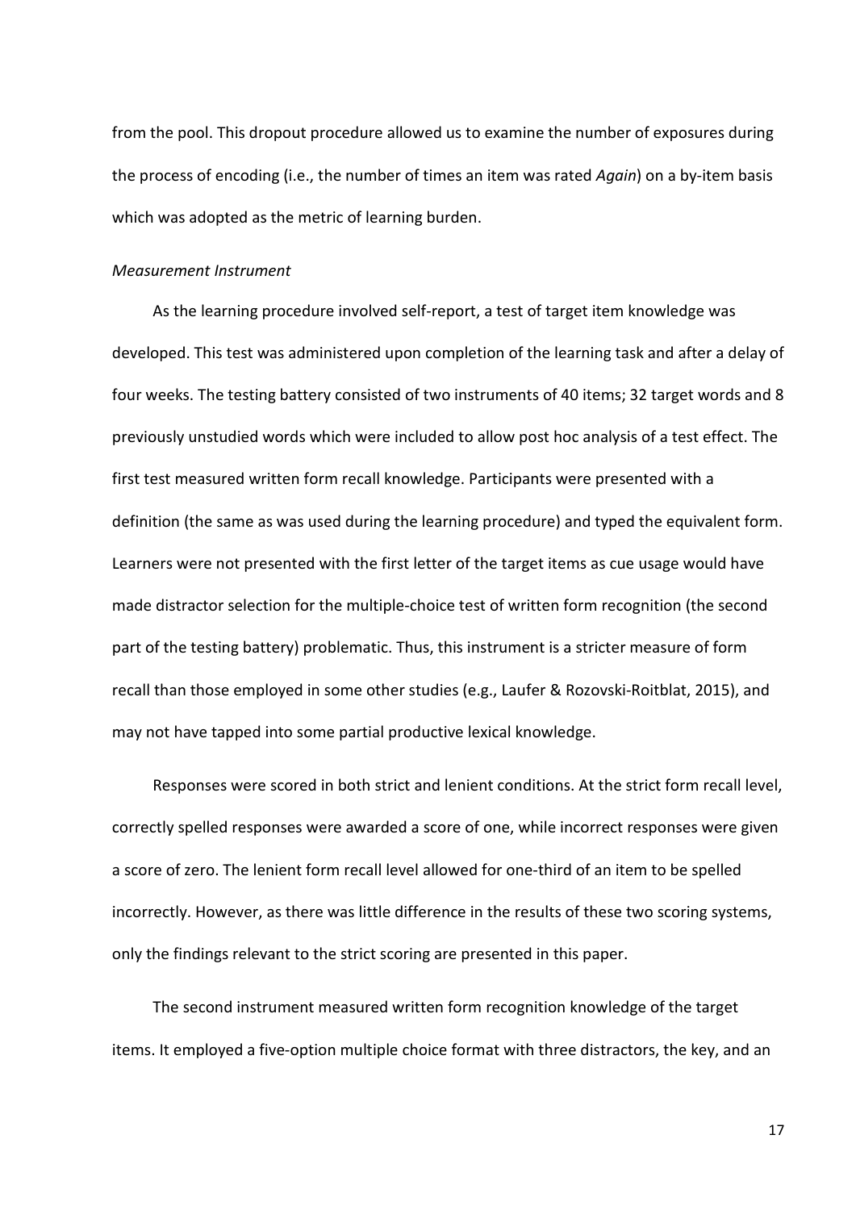from the pool. This dropout procedure allowed us to examine the number of exposures during the process of encoding (i.e., the number of times an item was rated *Again*) on a by-item basis which was adopted as the metric of learning burden.

*Measurement Instrument*

As the learning procedure involved self-report, a test of target item knowledge was developed. This test was administered upon completion of the learning task and after a delay of four weeks. The testing battery consisted of two instruments of 40 items; 32 target words and 8 previously unstudied words which were included to allow post hoc analysis of a test effect. The first test measured written form recall knowledge. Participants were presented with a definition (the same as was used during the learning procedure) and typed the equivalent form. Learners were not presented with the first letter of the target items as cue usage would have made distractor selection for the multiple-choice test of written form recognition (the second part of the testing battery) problematic. Thus, this instrument is a stricter measure of form recall than those employed in some other studies (e.g., Laufer & Rozovski-Roitblat, 2015), and may not have tapped into some partial productive lexical knowledge.

Responses were scored in both strict and lenient conditions. At the strict form recall level, correctly spelled responses were awarded a score of one, while incorrect responses were given a score of zero. The lenient form recall level allowed for one-third of an item to be spelled incorrectly. However, as there was little difference in the results of these two scoring systems, only the findings relevant to the strict scoring are presented in this paper.

The second instrument measured written form recognition knowledge of the target items. It employed a five-option multiple choice format with three distractors, the key, and an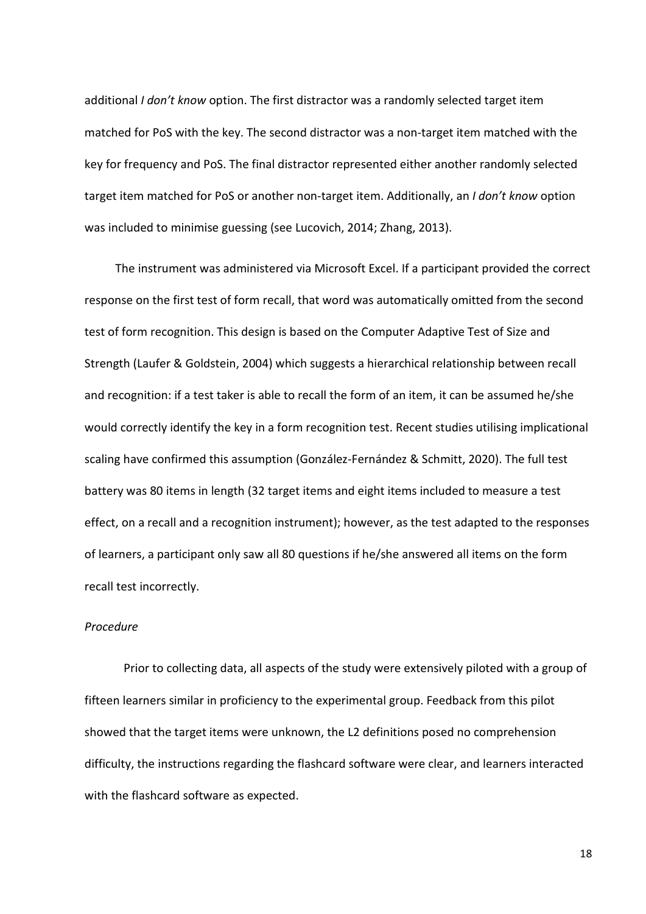additional *I don't know* option. The first distractor was a randomly selected target item matched for PoS with the key. The second distractor was a non-target item matched with the key for frequency and PoS. The final distractor represented either another randomly selected target item matched for PoS or another non-target item. Additionally, an *I don't know* option was included to minimise guessing (see Lucovich, 2014; Zhang, 2013).

The instrument was administered via Microsoft Excel. If a participant provided the correct response on the first test of form recall, that word was automatically omitted from the second test of form recognition. This design is based on the Computer Adaptive Test of Size and Strength (Laufer & Goldstein, 2004) which suggests a hierarchical relationship between recall and recognition: if a test taker is able to recall the form of an item, it can be assumed he/she would correctly identify the key in a form recognition test. Recent studies utilising implicational scaling have confirmed this assumption (González-Fernández & Schmitt, 2020). The full test battery was 80 items in length (32 target items and eight items included to measure a test effect, on a recall and a recognition instrument); however, as the test adapted to the responses of learners, a participant only saw all 80 questions if he/she answered all items on the form recall test incorrectly.

*Procedure*

Prior to collecting data, all aspects of the study were extensively piloted with a group of fifteen learners similar in proficiency to the experimental group. Feedback from this pilot showed that the target items were unknown, the L2 definitions posed no comprehension difficulty, the instructions regarding the flashcard software were clear, and learners interacted with the flashcard software as expected.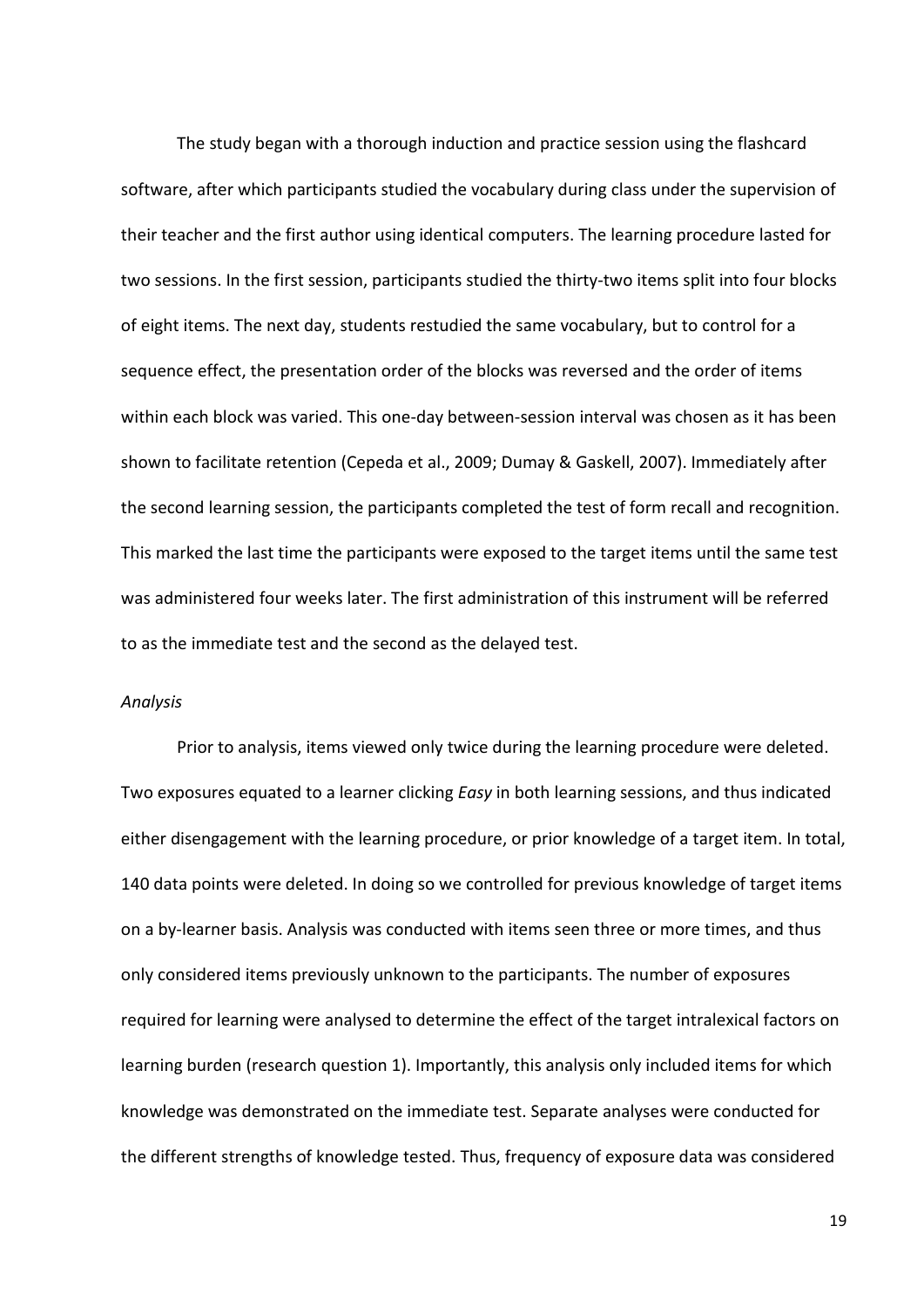The study began with a thorough induction and practice session using the flashcard software, after which participants studied the vocabulary during class under the supervision of their teacher and the first author using identical computers. The learning procedure lasted for two sessions. In the first session, participants studied the thirty-two items split into four blocks of eight items. The next day, students restudied the same vocabulary, but to control for a sequence effect, the presentation order of the blocks was reversed and the order of items within each block was varied. This one-day between-session interval was chosen as it has been shown to facilitate retention (Cepeda et al., 2009; Dumay & Gaskell, 2007). Immediately after the second learning session, the participants completed the test of form recall and recognition. This marked the last time the participants were exposed to the target items until the same test was administered four weeks later. The first administration of this instrument will be referred to as the immediate test and the second as the delayed test.

*Analysis*

Prior to analysis, items viewed only twice during the learning procedure were deleted. Two exposures equated to a learner clicking *Easy* in both learning sessions, and thus indicated either disengagement with the learning procedure, or prior knowledge of a target item. In total, 140 data points were deleted. In doing so we controlled for previous knowledge of target items on a by-learner basis. Analysis was conducted with items seen three or more times, and thus only considered items previously unknown to the participants. The number of exposures required for learning were analysed to determine the effect of the target intralexical factors on learning burden (research question 1). Importantly, this analysis only included items for which knowledge was demonstrated on the immediate test. Separate analyses were conducted for the different strengths of knowledge tested. Thus, frequency of exposure data was considered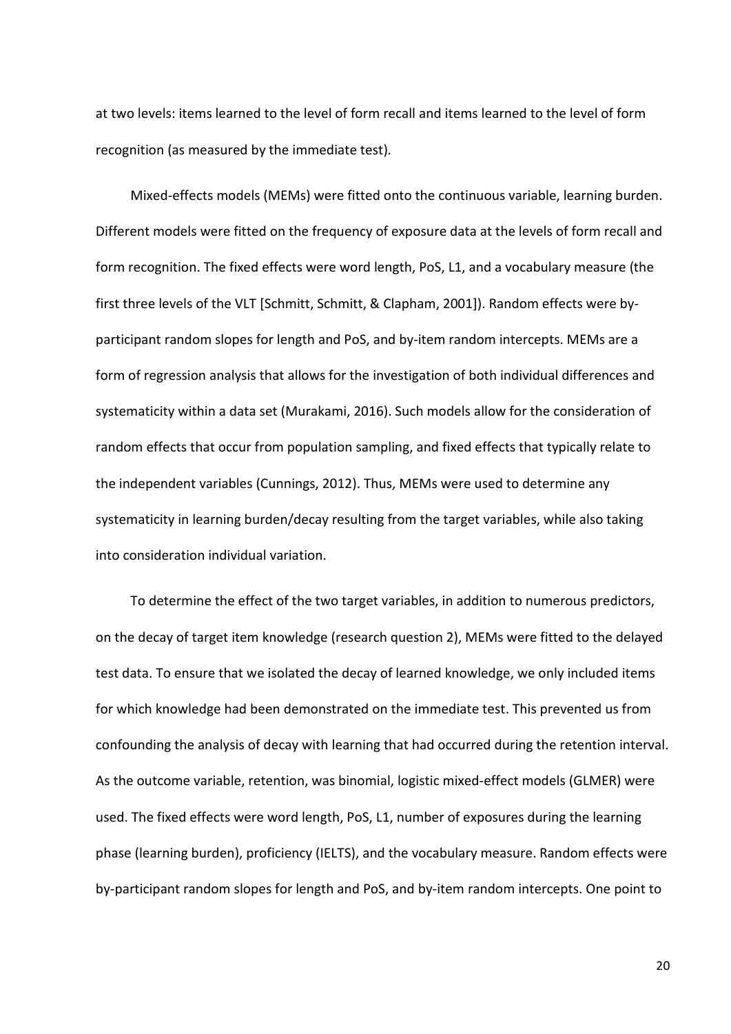at two levels: items learned to the level of form recall and items learned to the level of form recognition (as measured by the immediate test).

Mixed-effects models (MEMs) were fitted onto the continuous variable, learning burden. Different models were fitted on the frequency of exposure data at the levels of form recall and form recognition. The fixed effects were word length, PoS, L1, and a vocabulary measure (the first three levels of the VLT [Schmitt, Schmitt, & Clapham, 2001]). Random effects were by-participant random slopes for length and PoS, and by-item random intercepts. MEMs are a form of regression analysis that allows for the investigation of both individual differences and systematicity within a data set (Murakami, 2016). Such models allow for the consideration of random effects that occur from population sampling, and fixed effects that typically relate to the independent variables (Cunnings, 2012). Thus, MEMs were used to determine any systematicity in learning burden/decay resulting from the target variables, while also taking into consideration individual variation.

To determine the effect of the two target variables, in addition to numerous predictors, on the decay of target item knowledge (research question 2), MEMs were fitted to the delayed test data. To ensure that we isolated the decay of learned knowledge, we only included items for which knowledge had been demonstrated on the immediate test. This prevented us from confounding the analysis of decay with learning that had occurred during the retention interval. As the outcome variable, retention, was binomial, logistic mixed-effect models (GLMER) were used. The fixed effects were word length, PoS, L1, number of exposures during the learning phase (learning burden), proficiency (IELTS), and the vocabulary measure. Random effects were by-participant random slopes for length and PoS, and by-item random intercepts. One point to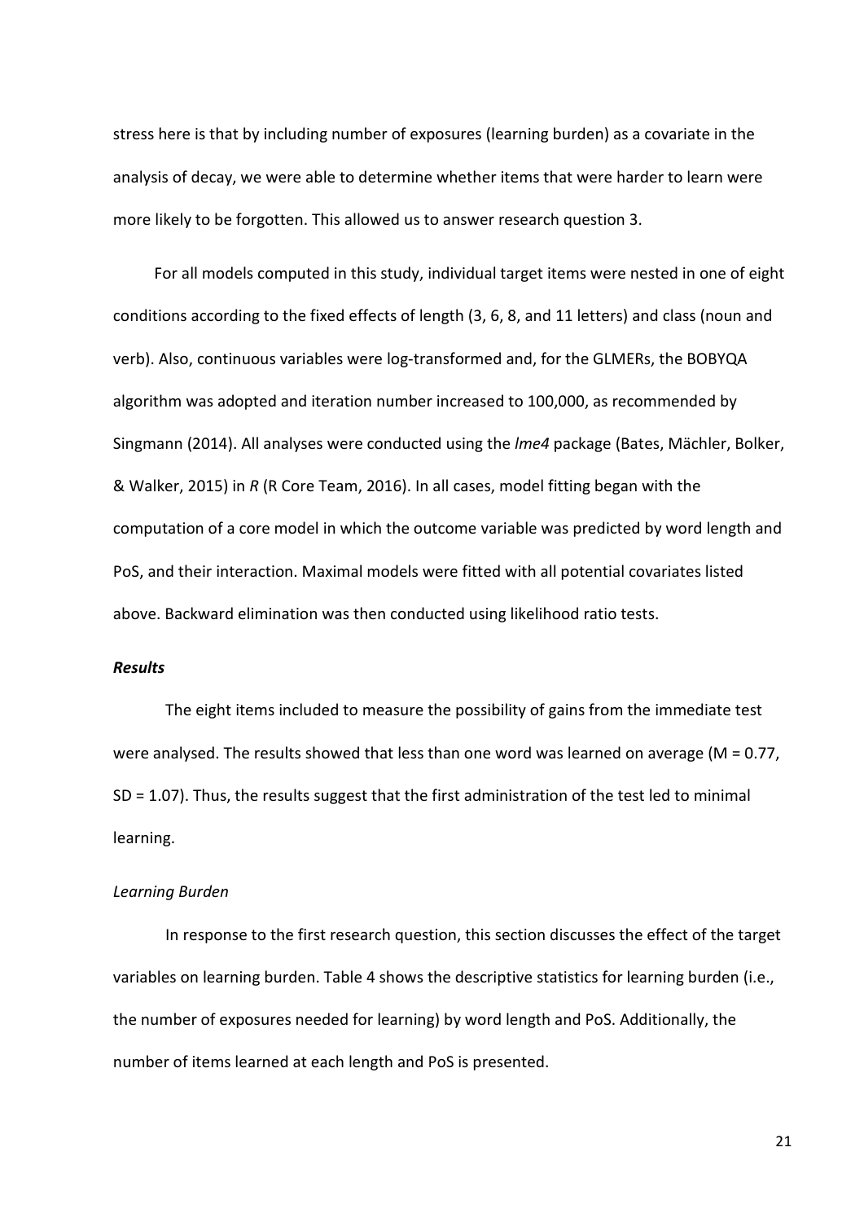stress here is that by including number of exposures (learning burden) as a covariate in the analysis of decay, we were able to determine whether items that were harder to learn were more likely to be forgotten. This allowed us to answer research question 3.

For all models computed in this study, individual target items were nested in one of eight conditions according to the fixed effects of length (3, 6, 8, and 11 letters) and class (noun and verb). Also, continuous variables were log-transformed and, for the GLMERs, the BOBYQA algorithm was adopted and iteration number increased to 100,000, as recommended by Singmann (2014). All analyses were conducted using the *lme4* package (Bates, Mächler, Bolker, & Walker, 2015) in *R* (R Core Team, 2016). In all cases, model fitting began with the computation of a core model in which the outcome variable was predicted by word length and PoS, and their interaction. Maximal models were fitted with all potential covariates listed above. Backward elimination was then conducted using likelihood ratio tests.

### ***Results***

The eight items included to measure the possibility of gains from the immediate test were analysed. The results showed that less than one word was learned on average ($M = 0.77$, $SD = 1.07$). Thus, the results suggest that the first administration of the test led to minimal learning.

#### *Learning Burden*

In response to the first research question, this section discusses the effect of the target variables on learning burden. Table 4 shows the descriptive statistics for learning burden (i.e., the number of exposures needed for learning) by word length and PoS. Additionally, the number of items learned at each length and PoS is presented.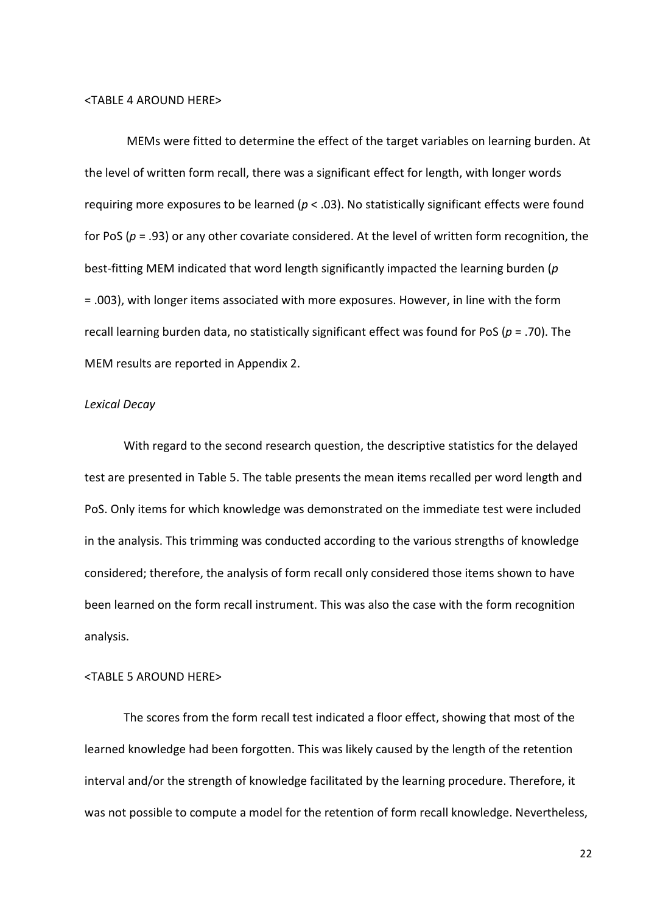<TABLE 4 AROUND HERE>

MEMs were fitted to determine the effect of the target variables on learning burden. At the level of written form recall, there was a significant effect for length, with longer words requiring more exposures to be learned ($p < .03$). No statistically significant effects were found for PoS ($p = .93$) or any other covariate considered. At the level of written form recognition, the best-fitting MEM indicated that word length significantly impacted the learning burden ($p = .003$), with longer items associated with more exposures. However, in line with the form recall learning burden data, no statistically significant effect was found for PoS ($p = .70$). The MEM results are reported in Appendix 2.

*Lexical Decay*

With regard to the second research question, the descriptive statistics for the delayed test are presented in Table 5. The table presents the mean items recalled per word length and PoS. Only items for which knowledge was demonstrated on the immediate test were included in the analysis. This trimming was conducted according to the various strengths of knowledge considered; therefore, the analysis of form recall only considered those items shown to have been learned on the form recall instrument. This was also the case with the form recognition analysis.

<TABLE 5 AROUND HERE>

The scores from the form recall test indicated a floor effect, showing that most of the learned knowledge had been forgotten. This was likely caused by the length of the retention interval and/or the strength of knowledge facilitated by the learning procedure. Therefore, it was not possible to compute a model for the retention of form recall knowledge. Nevertheless,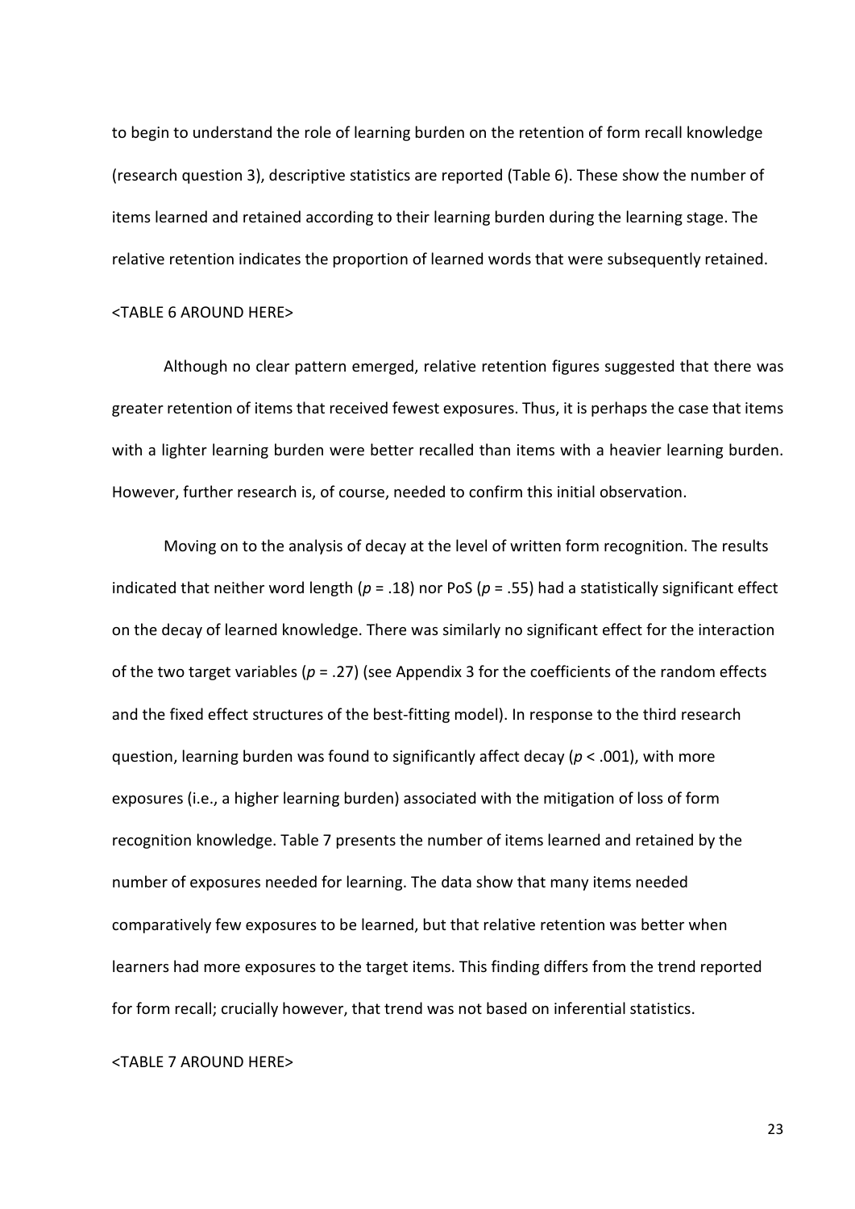to begin to understand the role of learning burden on the retention of form recall knowledge (research question 3), descriptive statistics are reported (Table 6). These show the number of items learned and retained according to their learning burden during the learning stage. The relative retention indicates the proportion of learned words that were subsequently retained.

<TABLE 6 AROUND HERE>

Although no clear pattern emerged, relative retention figures suggested that there was greater retention of items that received fewest exposures. Thus, it is perhaps the case that items with a lighter learning burden were better recalled than items with a heavier learning burden. However, further research is, of course, needed to confirm this initial observation.

Moving on to the analysis of decay at the level of written form recognition. The results indicated that neither word length ($p$ = .18) nor PoS ($p$ = .55) had a statistically significant effect on the decay of learned knowledge. There was similarly no significant effect for the interaction of the two target variables ($p$ = .27) (see Appendix 3 for the coefficients of the random effects and the fixed effect structures of the best-fitting model). In response to the third research question, learning burden was found to significantly affect decay ($p$ < .001), with more exposures (i.e., a higher learning burden) associated with the mitigation of loss of form recognition knowledge. Table 7 presents the number of items learned and retained by the number of exposures needed for learning. The data show that many items needed comparatively few exposures to be learned, but that relative retention was better when learners had more exposures to the target items. This finding differs from the trend reported for form recall; crucially however, that trend was not based on inferential statistics.

<TABLE 7 AROUND HERE>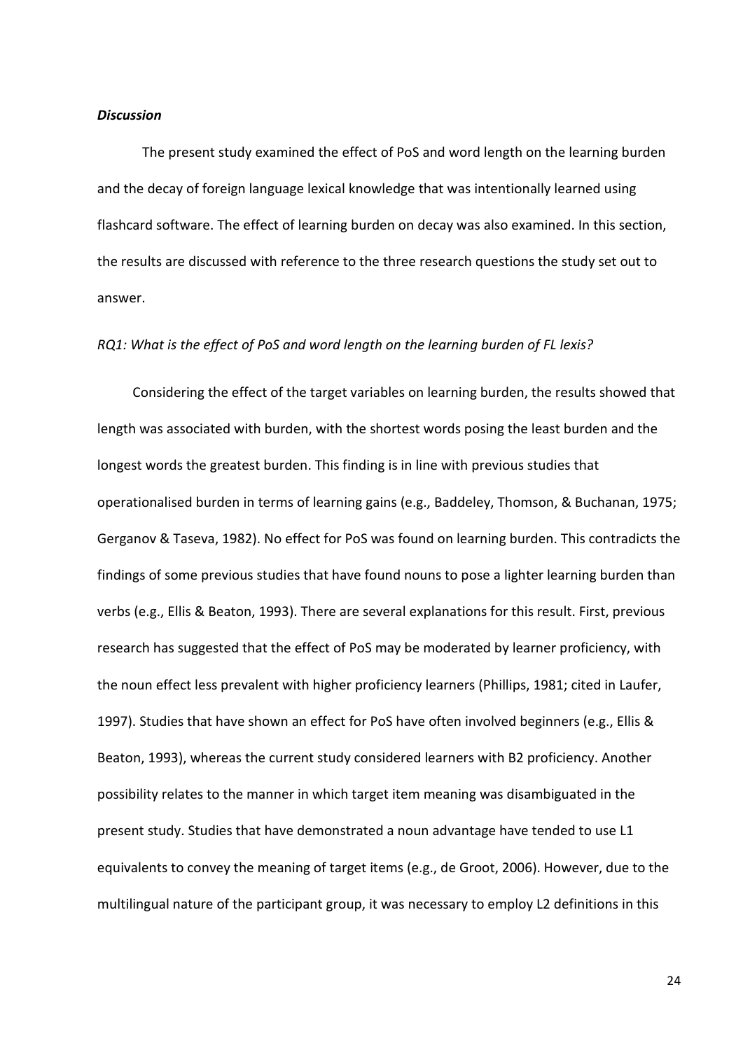***Discussion***

The present study examined the effect of PoS and word length on the learning burden and the decay of foreign language lexical knowledge that was intentionally learned using flashcard software. The effect of learning burden on decay was also examined. In this section, the results are discussed with reference to the three research questions the study set out to answer.

*RQ1: What is the effect of PoS and word length on the learning burden of FL lexis?*

Considering the effect of the target variables on learning burden, the results showed that length was associated with burden, with the shortest words posing the least burden and the longest words the greatest burden. This finding is in line with previous studies that operationalised burden in terms of learning gains (e.g., Baddeley, Thomson, & Buchanan, 1975; Gerganov & Taseva, 1982). No effect for PoS was found on learning burden. This contradicts the findings of some previous studies that have found nouns to pose a lighter learning burden than verbs (e.g., Ellis & Beaton, 1993). There are several explanations for this result. First, previous research has suggested that the effect of PoS may be moderated by learner proficiency, with the noun effect less prevalent with higher proficiency learners (Phillips, 1981; cited in Laufer, 1997). Studies that have shown an effect for PoS have often involved beginners (e.g., Ellis & Beaton, 1993), whereas the current study considered learners with B2 proficiency. Another possibility relates to the manner in which target item meaning was disambiguated in the present study. Studies that have demonstrated a noun advantage have tended to use L1 equivalents to convey the meaning of target items (e.g., de Groot, 2006). However, due to the multilingual nature of the participant group, it was necessary to employ L2 definitions in this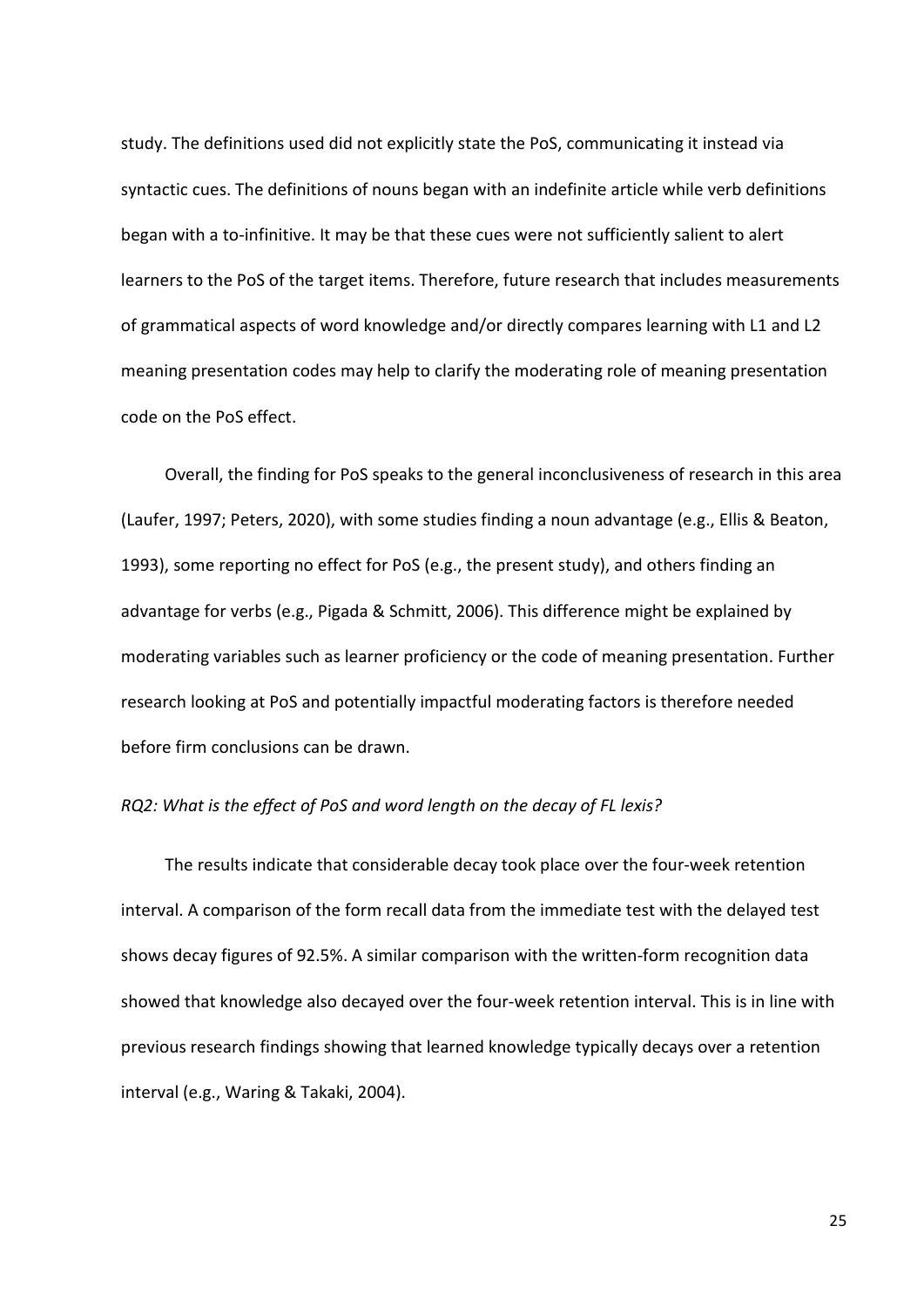study. The definitions used did not explicitly state the PoS, communicating it instead via syntactic cues. The definitions of nouns began with an indefinite article while verb definitions began with a to-infinitive. It may be that these cues were not sufficiently salient to alert learners to the PoS of the target items. Therefore, future research that includes measurements of grammatical aspects of word knowledge and/or directly compares learning with L1 and L2 meaning presentation codes may help to clarify the moderating role of meaning presentation code on the PoS effect.

Overall, the finding for PoS speaks to the general inconclusiveness of research in this area (Laufer, 1997; Peters, 2020), with some studies finding a noun advantage (e.g., Ellis & Beaton, 1993), some reporting no effect for PoS (e.g., the present study), and others finding an advantage for verbs (e.g., Pigada & Schmitt, 2006). This difference might be explained by moderating variables such as learner proficiency or the code of meaning presentation. Further research looking at PoS and potentially impactful moderating factors is therefore needed before firm conclusions can be drawn.

*RQ2: What is the effect of PoS and word length on the decay of FL lexis?*

The results indicate that considerable decay took place over the four-week retention interval. A comparison of the form recall data from the immediate test with the delayed test shows decay figures of 92.5%. A similar comparison with the written-form recognition data showed that knowledge also decayed over the four-week retention interval. This is in line with previous research findings showing that learned knowledge typically decays over a retention interval (e.g., Waring & Takaki, 2004).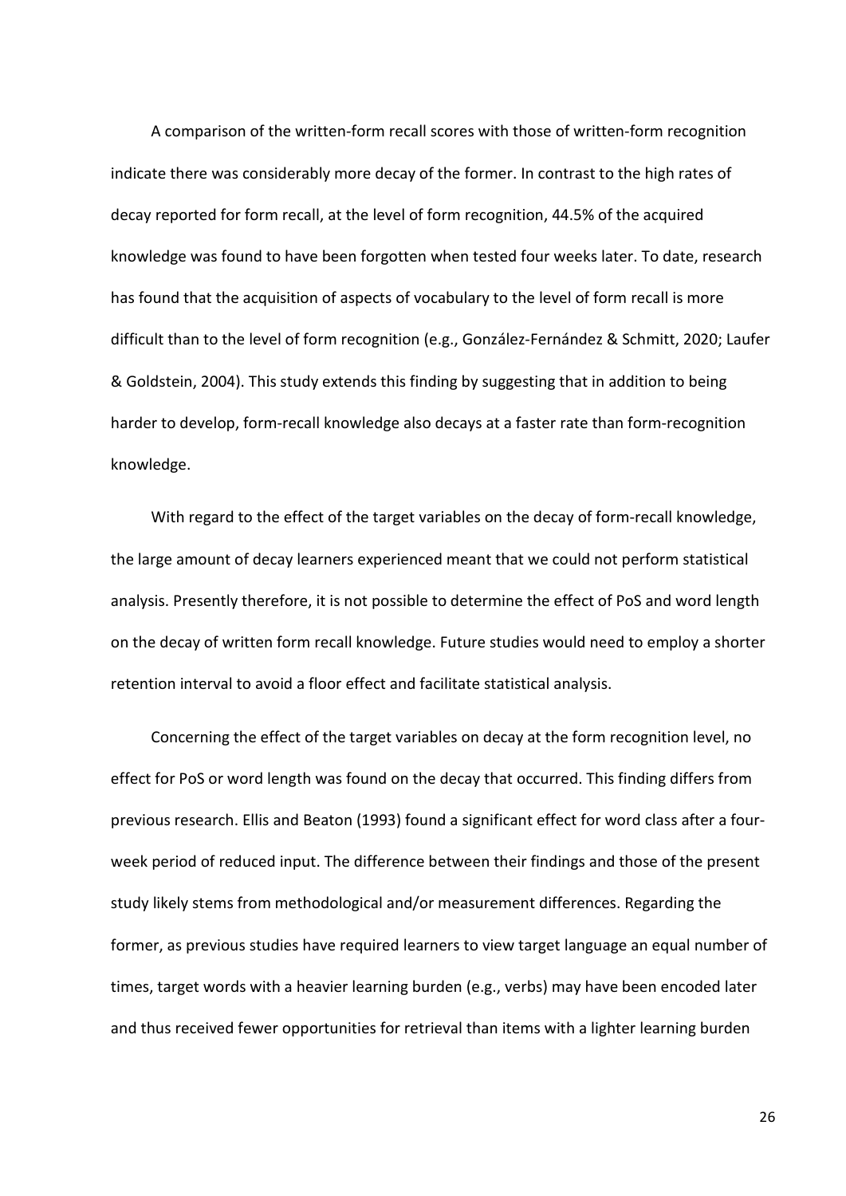A comparison of the written-form recall scores with those of written-form recognition indicate there was considerably more decay of the former. In contrast to the high rates of decay reported for form recall, at the level of form recognition, 44.5% of the acquired knowledge was found to have been forgotten when tested four weeks later. To date, research has found that the acquisition of aspects of vocabulary to the level of form recall is more difficult than to the level of form recognition (e.g., González-Fernández & Schmitt, 2020; Laufer & Goldstein, 2004). This study extends this finding by suggesting that in addition to being harder to develop, form-recall knowledge also decays at a faster rate than form-recognition knowledge.

With regard to the effect of the target variables on the decay of form-recall knowledge, the large amount of decay learners experienced meant that we could not perform statistical analysis. Presently therefore, it is not possible to determine the effect of PoS and word length on the decay of written form recall knowledge. Future studies would need to employ a shorter retention interval to avoid a floor effect and facilitate statistical analysis.

Concerning the effect of the target variables on decay at the form recognition level, no effect for PoS or word length was found on the decay that occurred. This finding differs from previous research. Ellis and Beaton (1993) found a significant effect for word class after a four-week period of reduced input. The difference between their findings and those of the present study likely stems from methodological and/or measurement differences. Regarding the former, as previous studies have required learners to view target language an equal number of times, target words with a heavier learning burden (e.g., verbs) may have been encoded later and thus received fewer opportunities for retrieval than items with a lighter learning burden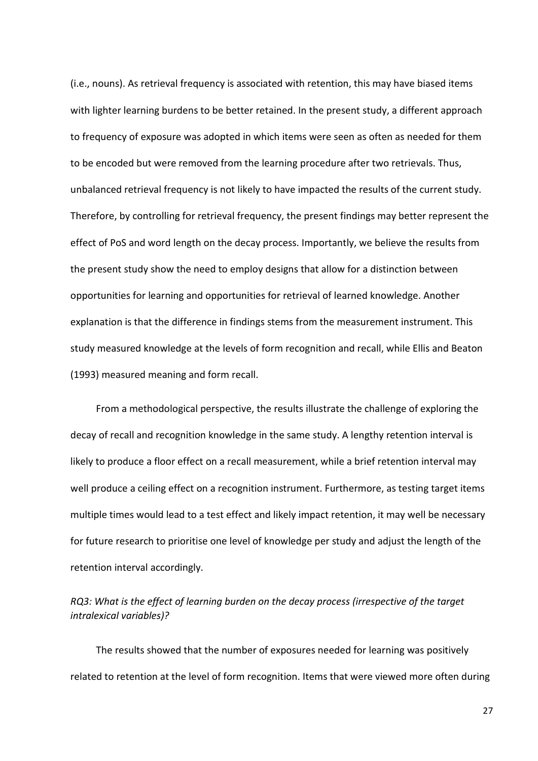(i.e., nouns). As retrieval frequency is associated with retention, this may have biased items with lighter learning burdens to be better retained. In the present study, a different approach to frequency of exposure was adopted in which items were seen as often as needed for them to be encoded but were removed from the learning procedure after two retrievals. Thus, unbalanced retrieval frequency is not likely to have impacted the results of the current study. Therefore, by controlling for retrieval frequency, the present findings may better represent the effect of PoS and word length on the decay process. Importantly, we believe the results from the present study show the need to employ designs that allow for a distinction between opportunities for learning and opportunities for retrieval of learned knowledge. Another explanation is that the difference in findings stems from the measurement instrument. This study measured knowledge at the levels of form recognition and recall, while Ellis and Beaton (1993) measured meaning and form recall.

From a methodological perspective, the results illustrate the challenge of exploring the decay of recall and recognition knowledge in the same study. A lengthy retention interval is likely to produce a floor effect on a recall measurement, while a brief retention interval may well produce a ceiling effect on a recognition instrument. Furthermore, as testing target items multiple times would lead to a test effect and likely impact retention, it may well be necessary for future research to prioritise one level of knowledge per study and adjust the length of the retention interval accordingly.

*RQ3: What is the effect of learning burden on the decay process (irrespective of the target intralexical variables)?*

The results showed that the number of exposures needed for learning was positively related to retention at the level of form recognition. Items that were viewed more often during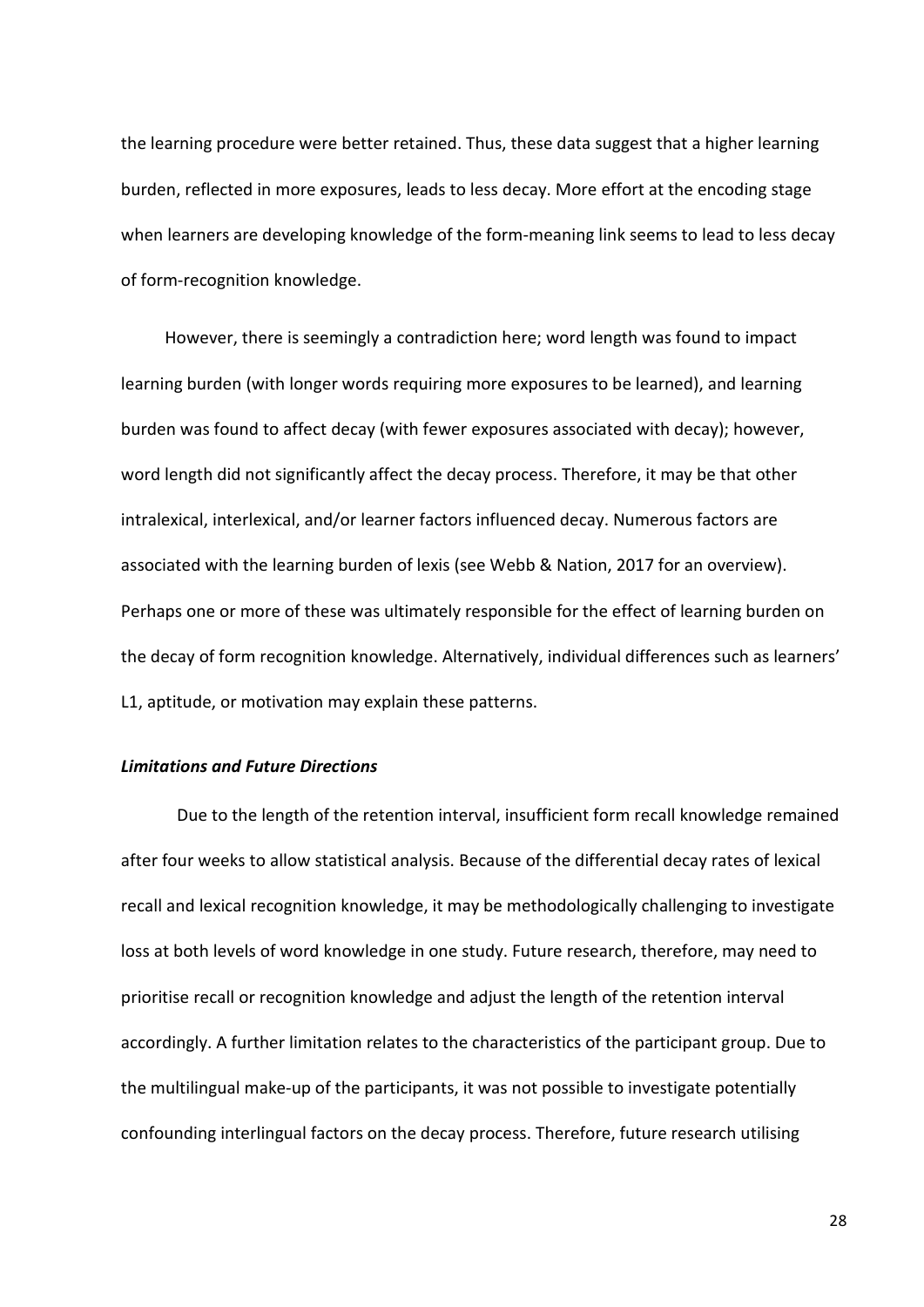the learning procedure were better retained. Thus, these data suggest that a higher learning burden, reflected in more exposures, leads to less decay. More effort at the encoding stage when learners are developing knowledge of the form-meaning link seems to lead to less decay of form-recognition knowledge.

However, there is seemingly a contradiction here; word length was found to impact learning burden (with longer words requiring more exposures to be learned), and learning burden was found to affect decay (with fewer exposures associated with decay); however, word length did not significantly affect the decay process. Therefore, it may be that other intralexical, interlexical, and/or learner factors influenced decay. Numerous factors are associated with the learning burden of lexis (see Webb & Nation, 2017 for an overview). Perhaps one or more of these was ultimately responsible for the effect of learning burden on the decay of form recognition knowledge. Alternatively, individual differences such as learners' L1, aptitude, or motivation may explain these patterns.

### ***Limitations and Future Directions***

Due to the length of the retention interval, insufficient form recall knowledge remained after four weeks to allow statistical analysis. Because of the differential decay rates of lexical recall and lexical recognition knowledge, it may be methodologically challenging to investigate loss at both levels of word knowledge in one study. Future research, therefore, may need to prioritise recall or recognition knowledge and adjust the length of the retention interval accordingly. A further limitation relates to the characteristics of the participant group. Due to the multilingual make-up of the participants, it was not possible to investigate potentially confounding interlingual factors on the decay process. Therefore, future research utilising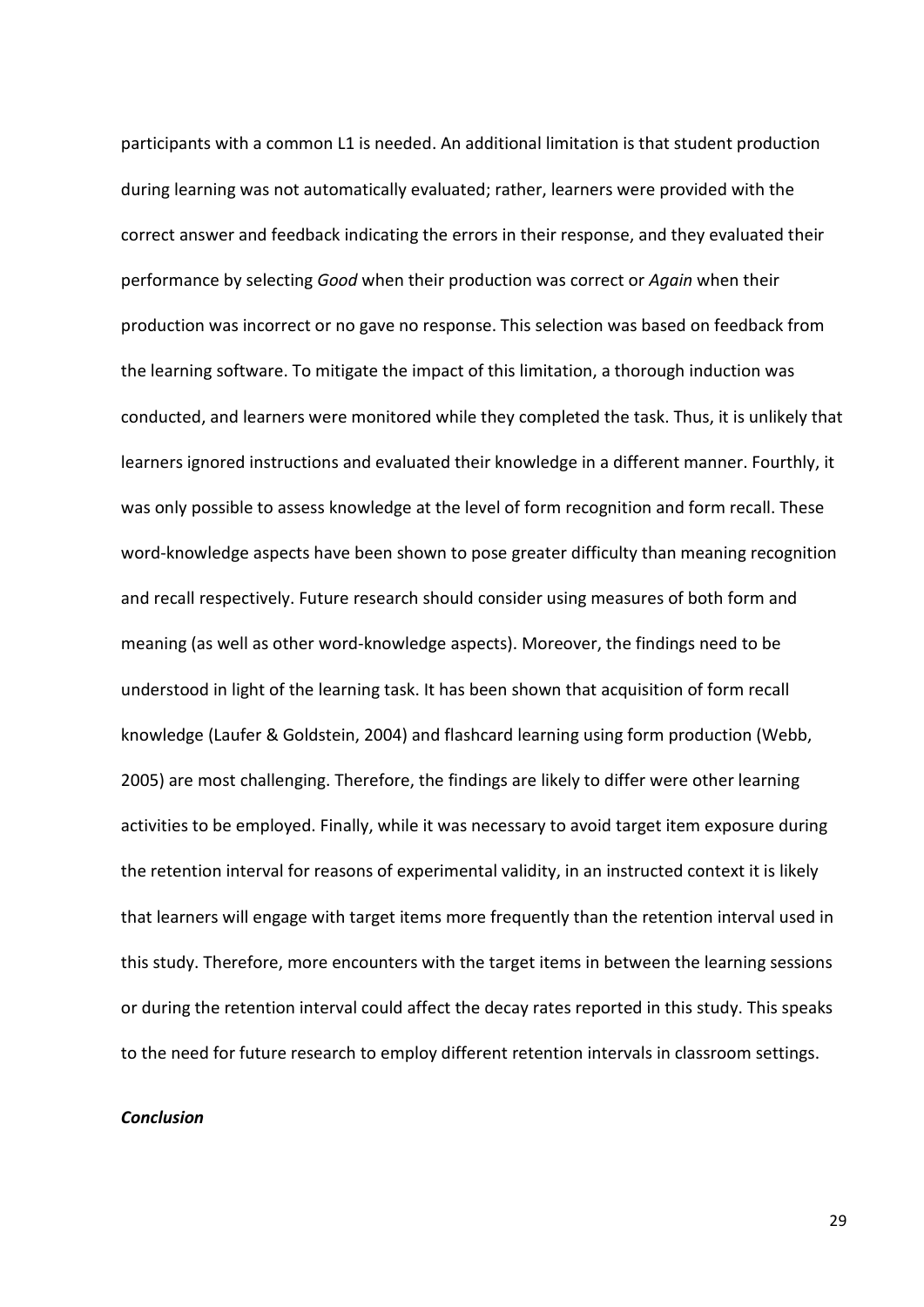participants with a common L1 is needed. An additional limitation is that student production during learning was not automatically evaluated; rather, learners were provided with the correct answer and feedback indicating the errors in their response, and they evaluated their performance by selecting *Good* when their production was correct or *Again* when their production was incorrect or no gave no response. This selection was based on feedback from the learning software. To mitigate the impact of this limitation, a thorough induction was conducted, and learners were monitored while they completed the task. Thus, it is unlikely that learners ignored instructions and evaluated their knowledge in a different manner. Fourthly, it was only possible to assess knowledge at the level of form recognition and form recall. These word-knowledge aspects have been shown to pose greater difficulty than meaning recognition and recall respectively. Future research should consider using measures of both form and meaning (as well as other word-knowledge aspects). Moreover, the findings need to be understood in light of the learning task. It has been shown that acquisition of form recall knowledge (Laufer & Goldstein, 2004) and flashcard learning using form production (Webb, 2005) are most challenging. Therefore, the findings are likely to differ were other learning activities to be employed. Finally, while it was necessary to avoid target item exposure during the retention interval for reasons of experimental validity, in an instructed context it is likely that learners will engage with target items more frequently than the retention interval used in this study. Therefore, more encounters with the target items in between the learning sessions or during the retention interval could affect the decay rates reported in this study. This speaks to the need for future research to employ different retention intervals in classroom settings.

### ***Conclusion***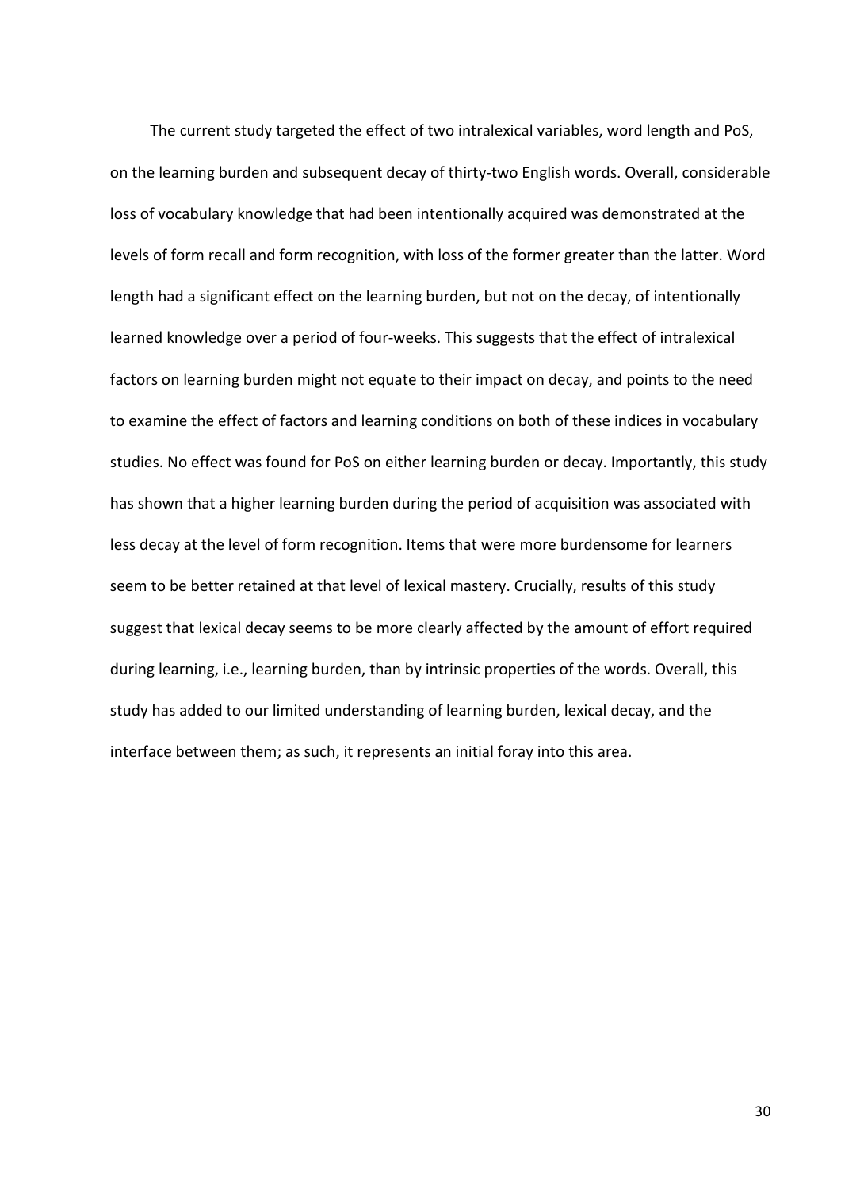The current study targeted the effect of two intralexical variables, word length and PoS, on the learning burden and subsequent decay of thirty-two English words. Overall, considerable loss of vocabulary knowledge that had been intentionally acquired was demonstrated at the levels of form recall and form recognition, with loss of the former greater than the latter. Word length had a significant effect on the learning burden, but not on the decay, of intentionally learned knowledge over a period of four-weeks. This suggests that the effect of intralexical factors on learning burden might not equate to their impact on decay, and points to the need to examine the effect of factors and learning conditions on both of these indices in vocabulary studies. No effect was found for PoS on either learning burden or decay. Importantly, this study has shown that a higher learning burden during the period of acquisition was associated with less decay at the level of form recognition. Items that were more burdensome for learners seem to be better retained at that level of lexical mastery. Crucially, results of this study suggest that lexical decay seems to be more clearly affected by the amount of effort required during learning, i.e., learning burden, than by intrinsic properties of the words. Overall, this study has added to our limited understanding of learning burden, lexical decay, and the interface between them; as such, it represents an initial foray into this area.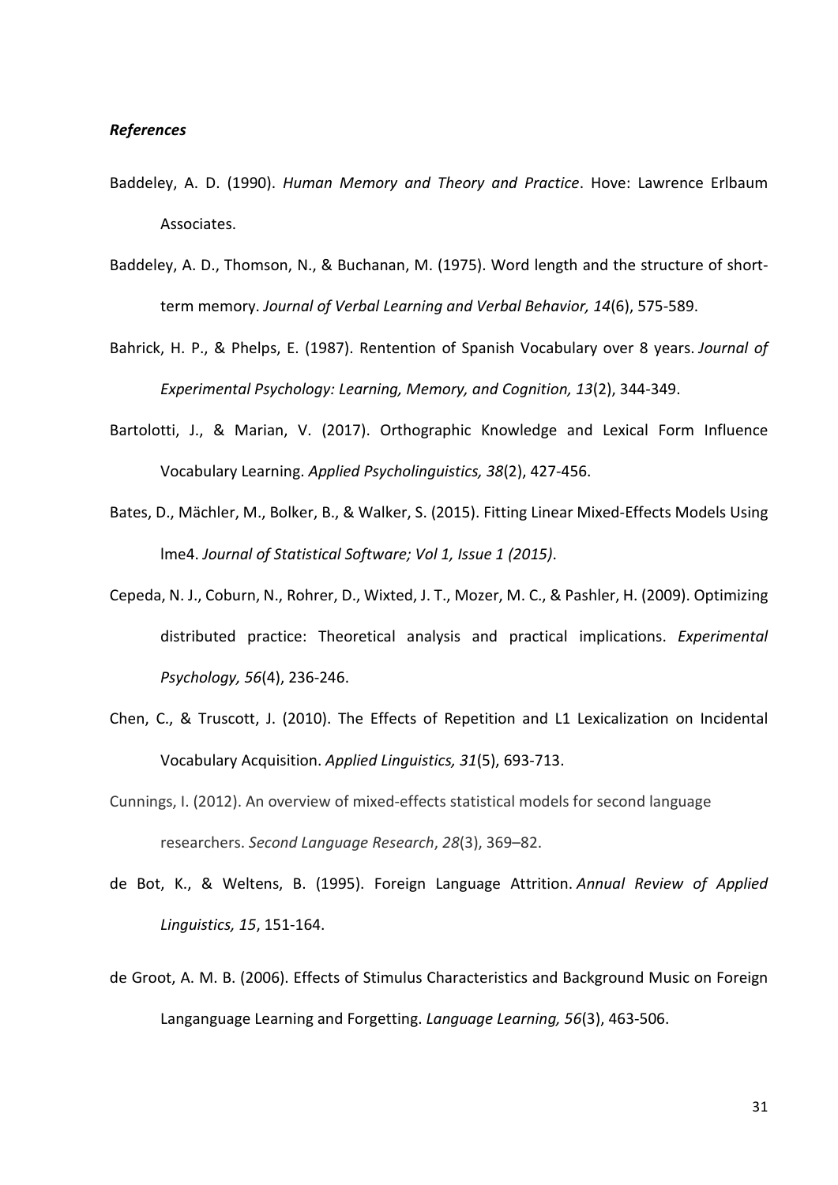***References***

Baddeley, A. D. (1990). *Human Memory and Theory and Practice*. Hove: Lawrence Erlbaum Associates.

Baddeley, A. D., Thomson, N., & Buchanan, M. (1975). Word length and the structure of short-term memory. *Journal of Verbal Learning and Verbal Behavior, 14*(6), 575-589.

Bahrick, H. P., & Phelps, E. (1987). Rentention of Spanish Vocabulary over 8 years. *Journal of Experimental Psychology: Learning, Memory, and Cognition, 13*(2), 344-349.

Bartolotti, J., & Marian, V. (2017). Orthographic Knowledge and Lexical Form Influence Vocabulary Learning. *Applied Psycholinguistics, 38*(2), 427-456.

Bates, D., Mächler, M., Bolker, B., & Walker, S. (2015). Fitting Linear Mixed-Effects Models Using lme4. *Journal of Statistical Software; Vol 1, Issue 1 (2015)*.

Cepeda, N. J., Coburn, N., Rohrer, D., Wixted, J. T., Mozer, M. C., & Pashler, H. (2009). Optimizing distributed practice: Theoretical analysis and practical implications. *Experimental Psychology, 56*(4), 236-246.

Chen, C., & Truscott, J. (2010). The Effects of Repetition and L1 Lexicalization on Incidental Vocabulary Acquisition. *Applied Linguistics, 31*(5), 693-713.

Cunnings, I. (2012). An overview of mixed-effects statistical models for second language researchers. *Second Language Research*, *28*(3), 369–82.

de Bot, K., & Weltens, B. (1995). Foreign Language Attrition. *Annual Review of Applied Linguistics, 15*, 151-164.

de Groot, A. M. B. (2006). Effects of Stimulus Characteristics and Background Music on Foreign Langanguage Learning and Forgetting. *Language Learning, 56*(3), 463-506.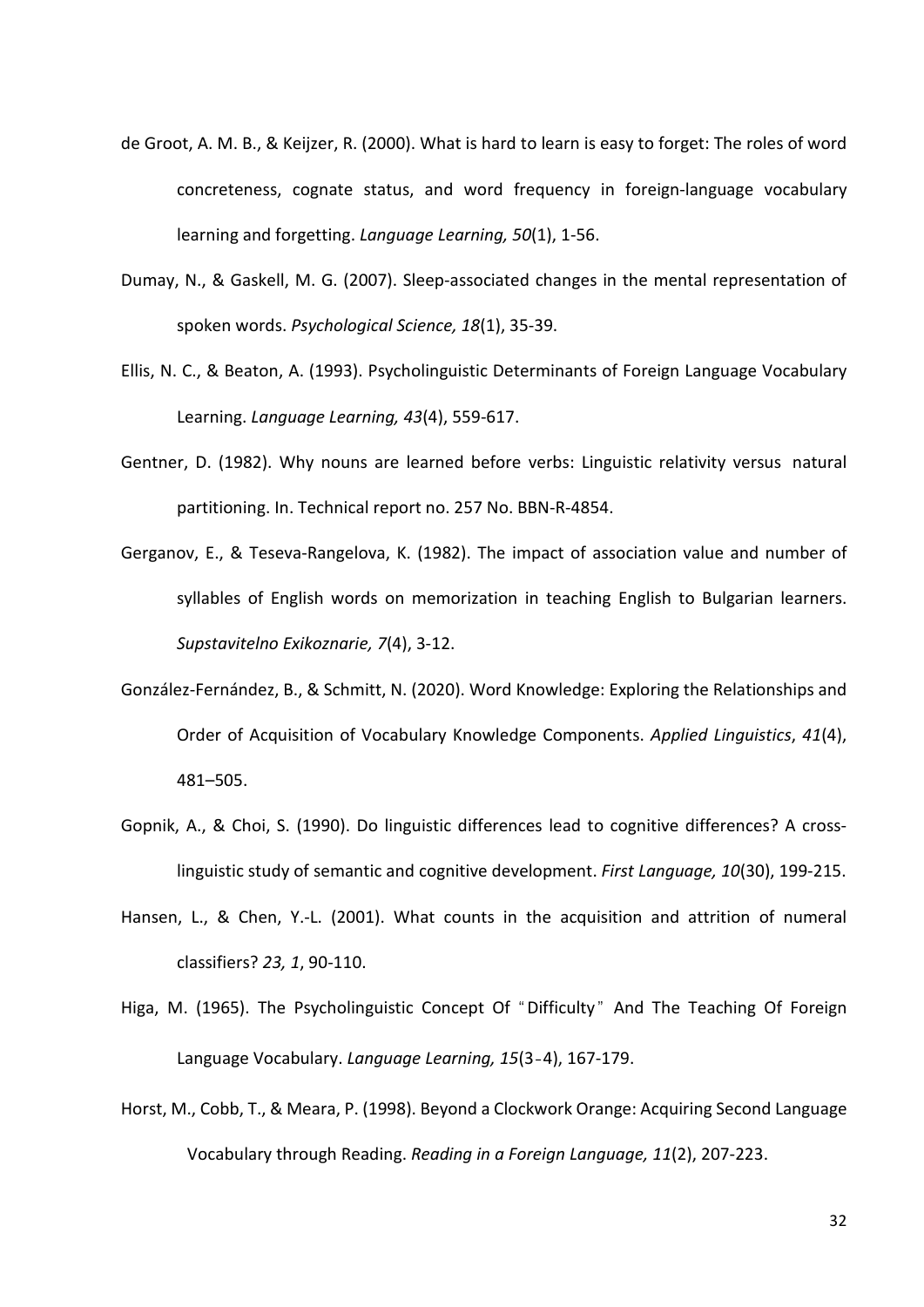de Groot, A. M. B., & Keijzer, R. (2000). What is hard to learn is easy to forget: The roles of word concreteness, cognate status, and word frequency in foreign-language vocabulary learning and forgetting. *Language Learning, 50*(1), 1-56.

Dumay, N., & Gaskell, M. G. (2007). Sleep-associated changes in the mental representation of spoken words. *Psychological Science, 18*(1), 35-39.

Ellis, N. C., & Beaton, A. (1993). Psycholinguistic Determinants of Foreign Language Vocabulary Learning. *Language Learning, 43*(4), 559-617.

Gentner, D. (1982). Why nouns are learned before verbs: Linguistic relativity versus natural partitioning. In. Technical report no. 257 No. BBN-R-4854.

Gerganov, E., & Teseva-Rangelova, K. (1982). The impact of association value and number of syllables of English words on memorization in teaching English to Bulgarian learners. *Supstavitelno Exikoznarie, 7*(4), 3-12.

González-Fernández, B., & Schmitt, N. (2020). Word Knowledge: Exploring the Relationships and Order of Acquisition of Vocabulary Knowledge Components. *Applied Linguistics*, *41*(4), 481–505.

Gopnik, A., & Choi, S. (1990). Do linguistic differences lead to cognitive differences? A cross-linguistic study of semantic and cognitive development. *First Language, 10*(30), 199-215.

Hansen, L., & Chen, Y.-L. (2001). What counts in the acquisition and attrition of numeral classifiers? *23, 1*, 90-110.

Higa, M. (1965). The Psycholinguistic Concept Of "Difficulty" And The Teaching Of Foreign Language Vocabulary. *Language Learning, 15*(3-4), 167-179.

Horst, M., Cobb, T., & Meara, P. (1998). Beyond a Clockwork Orange: Acquiring Second Language Vocabulary through Reading. *Reading in a Foreign Language, 11*(2), 207-223.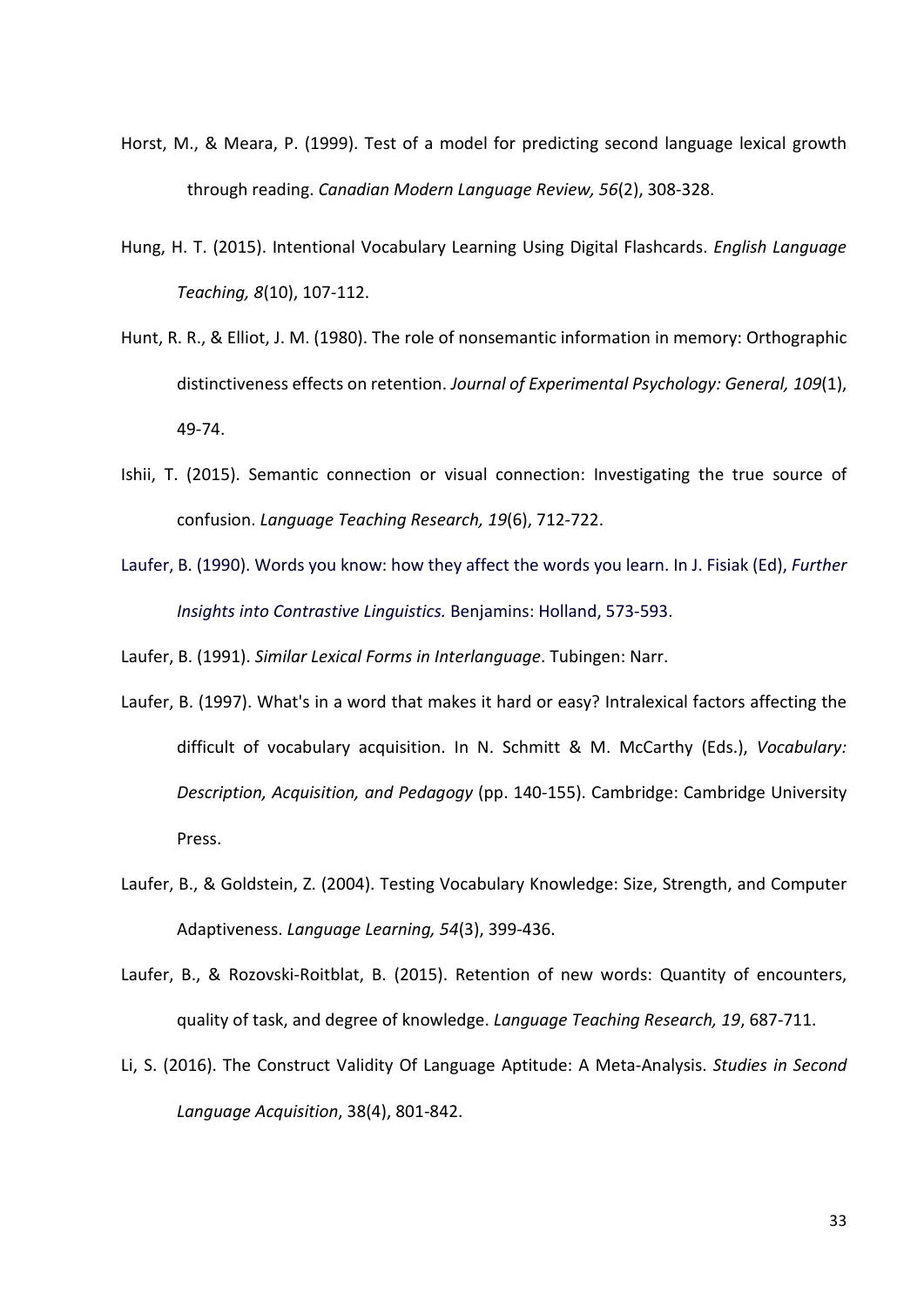Horst, M., & Meara, P. (1999). Test of a model for predicting second language lexical growth through reading. *Canadian Modern Language Review, 56*(2), 308-328.

Hung, H. T. (2015). Intentional Vocabulary Learning Using Digital Flashcards. *English Language Teaching, 8*(10), 107-112.

Hunt, R. R., & Elliot, J. M. (1980). The role of nonsemantic information in memory: Orthographic distinctiveness effects on retention. *Journal of Experimental Psychology: General, 109*(1), 49-74.

Ishii, T. (2015). Semantic connection or visual connection: Investigating the true source of confusion. *Language Teaching Research, 19*(6), 712-722.

Laufer, B. (1990). Words you know: how they affect the words you learn. In J. Fisiak (Ed), *Further Insights into Contrastive Linguistics.* Benjamins: Holland, 573-593.

Laufer, B. (1991). *Similar Lexical Forms in Interlanguage*. Tubingen: Narr.

Laufer, B. (1997). What's in a word that makes it hard or easy? Intralexical factors affecting the difficult of vocabulary acquisition. In N. Schmitt & M. McCarthy (Eds.), *Vocabulary: Description, Acquisition, and Pedagogy* (pp. 140-155). Cambridge: Cambridge University Press.

Laufer, B., & Goldstein, Z. (2004). Testing Vocabulary Knowledge: Size, Strength, and Computer Adaptiveness. *Language Learning, 54*(3), 399-436.

Laufer, B., & Rozovski-Roitblat, B. (2015). Retention of new words: Quantity of encounters, quality of task, and degree of knowledge. *Language Teaching Research, 19*, 687-711.

Li, S. (2016). The Construct Validity Of Language Aptitude: A Meta-Analysis. *Studies in Second Language Acquisition*, 38(4), 801-842.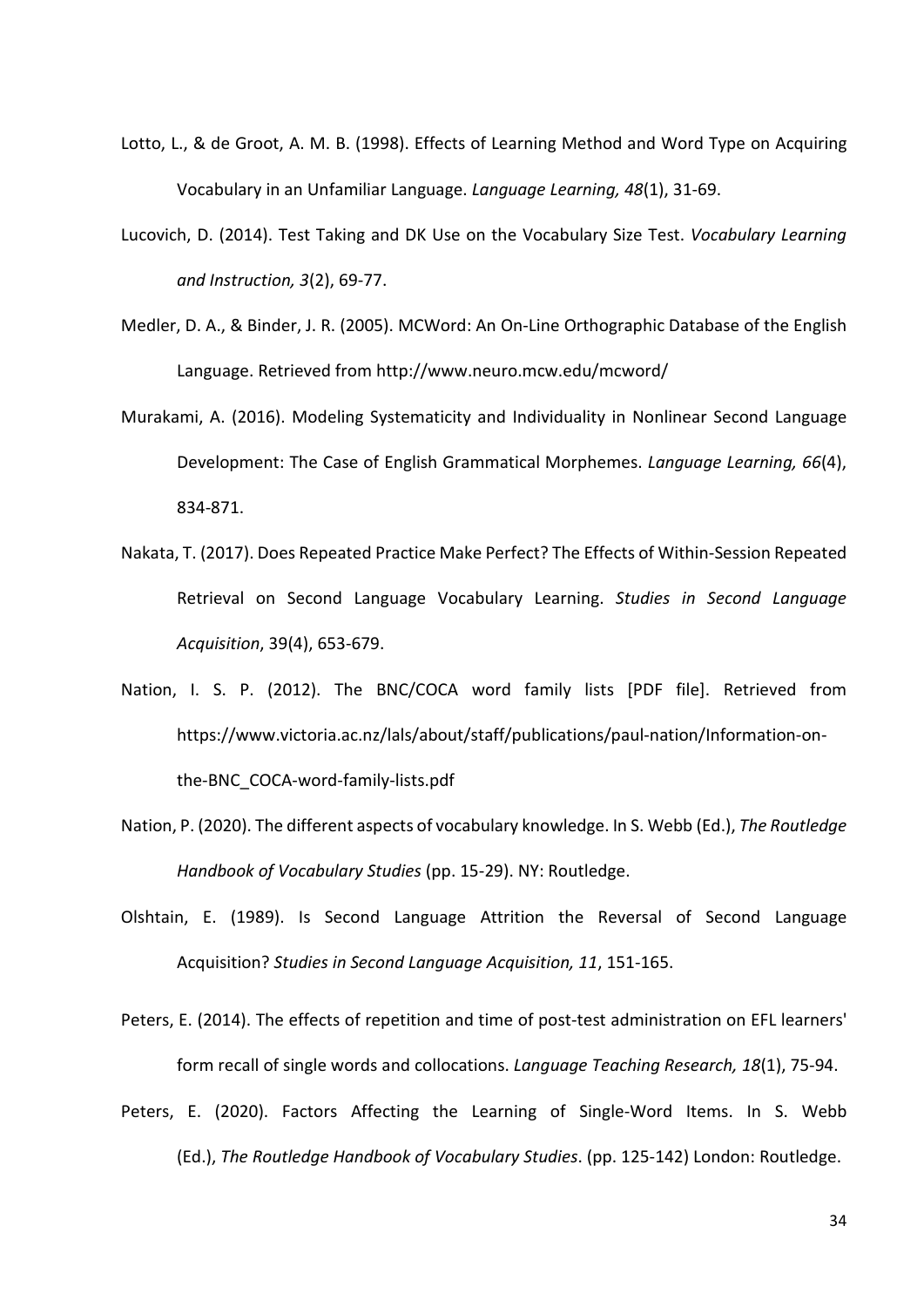Lotto, L., & de Groot, A. M. B. (1998). Effects of Learning Method and Word Type on Acquiring Vocabulary in an Unfamiliar Language. *Language Learning, 48*(1), 31-69.

Lucovich, D. (2014). Test Taking and DK Use on the Vocabulary Size Test. *Vocabulary Learning and Instruction, 3*(2), 69-77.

Medler, D. A., & Binder, J. R. (2005). MCWord: An On-Line Orthographic Database of the English Language. Retrieved from http://www.neuro.mcw.edu/mcword/

Murakami, A. (2016). Modeling Systematicity and Individuality in Nonlinear Second Language Development: The Case of English Grammatical Morphemes. *Language Learning, 66*(4), 834-871.

Nakata, T. (2017). Does Repeated Practice Make Perfect? The Effects of Within-Session Repeated Retrieval on Second Language Vocabulary Learning. *Studies in Second Language Acquisition*, 39(4), 653-679.

Nation, I. S. P. (2012). The BNC/COCA word family lists [PDF file]. Retrieved from https://www.victoria.ac.nz/lals/about/staff/publications/paul-nation/Information-on-the-BNC_COCA-word-family-lists.pdf

Nation, P. (2020). The different aspects of vocabulary knowledge. In S. Webb (Ed.), *The Routledge Handbook of Vocabulary Studies* (pp. 15-29). NY: Routledge.

Olshtain, E. (1989). Is Second Language Attrition the Reversal of Second Language Acquisition? *Studies in Second Language Acquisition, 11*, 151-165.

Peters, E. (2014). The effects of repetition and time of post-test administration on EFL learners' form recall of single words and collocations. *Language Teaching Research, 18*(1), 75-94.

Peters, E. (2020). Factors Affecting the Learning of Single-Word Items. In S. Webb (Ed.), *The Routledge Handbook of Vocabulary Studies*. (pp. 125-142) London: Routledge.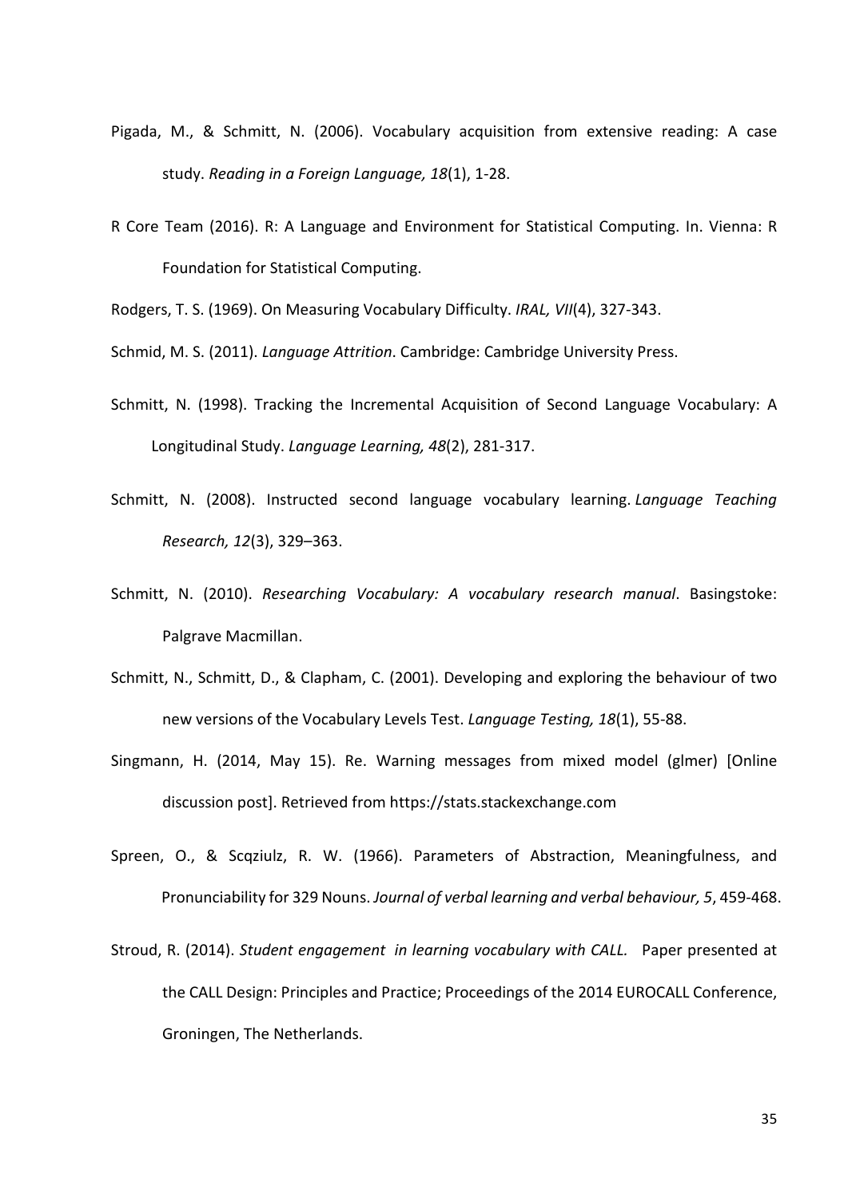Pigada, M., & Schmitt, N. (2006). Vocabulary acquisition from extensive reading: A case study. *Reading in a Foreign Language, 18*(1), 1-28.

R Core Team (2016). R: A Language and Environment for Statistical Computing. In. Vienna: R Foundation for Statistical Computing.

Rodgers, T. S. (1969). On Measuring Vocabulary Difficulty. *IRAL, VII*(4), 327-343.

Schmid, M. S. (2011). *Language Attrition*. Cambridge: Cambridge University Press.

Schmitt, N. (1998). Tracking the Incremental Acquisition of Second Language Vocabulary: A Longitudinal Study. *Language Learning, 48*(2), 281-317.

Schmitt, N. (2008). Instructed second language vocabulary learning. *Language Teaching Research, 12*(3), 329–363.

Schmitt, N. (2010). *Researching Vocabulary: A vocabulary research manual*. Basingstoke: Palgrave Macmillan.

Schmitt, N., Schmitt, D., & Clapham, C. (2001). Developing and exploring the behaviour of two new versions of the Vocabulary Levels Test. *Language Testing, 18*(1), 55-88.

Singmann, H. (2014, May 15). Re. Warning messages from mixed model (glmer) [Online discussion post]. Retrieved from https://stats.stackexchange.com

Spreen, O., & Scqziulz, R. W. (1966). Parameters of Abstraction, Meaningfulness, and Pronunciability for 329 Nouns. *Journal of verbal learning and verbal behaviour, 5*, 459-468.

Stroud, R. (2014). *Student engagement in learning vocabulary with CALL.* Paper presented at the CALL Design: Principles and Practice; Proceedings of the 2014 EUROCALL Conference, Groningen, The Netherlands.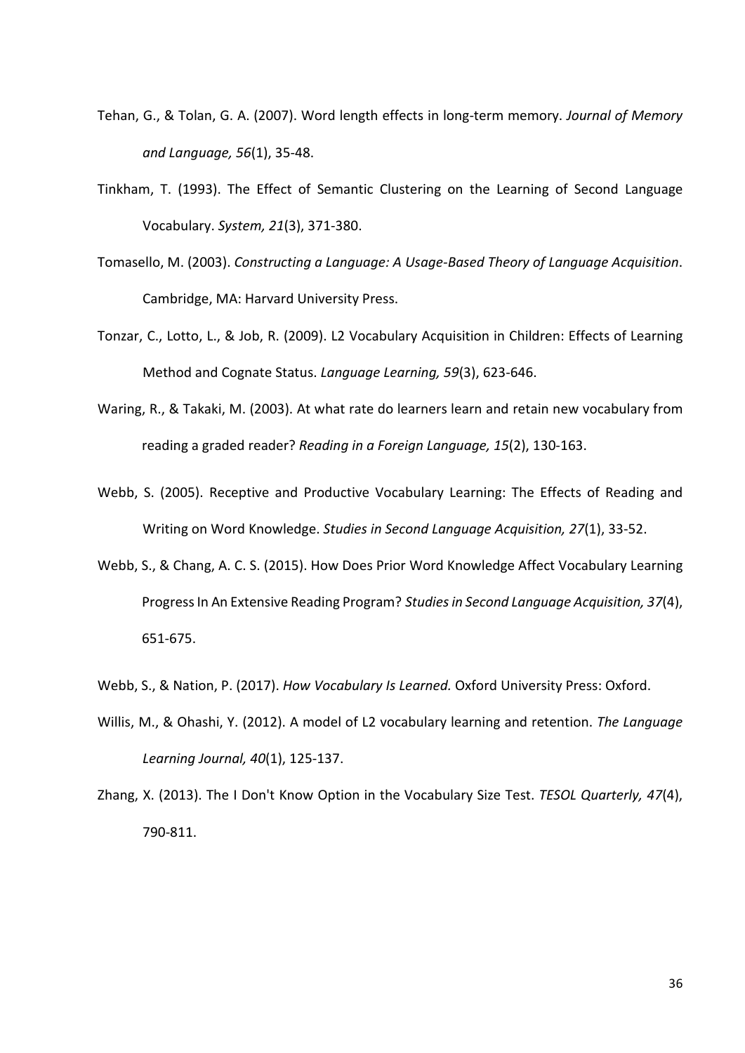Tehan, G., & Tolan, G. A. (2007). Word length effects in long-term memory. *Journal of Memory and Language, 56*(1), 35-48.

Tinkham, T. (1993). The Effect of Semantic Clustering on the Learning of Second Language Vocabulary. *System, 21*(3), 371-380.

Tomasello, M. (2003). *Constructing a Language: A Usage-Based Theory of Language Acquisition*. Cambridge, MA: Harvard University Press.

Tonzar, C., Lotto, L., & Job, R. (2009). L2 Vocabulary Acquisition in Children: Effects of Learning Method and Cognate Status. *Language Learning, 59*(3), 623-646.

Waring, R., & Takaki, M. (2003). At what rate do learners learn and retain new vocabulary from reading a graded reader? *Reading in a Foreign Language, 15*(2), 130-163.

Webb, S. (2005). Receptive and Productive Vocabulary Learning: The Effects of Reading and Writing on Word Knowledge. *Studies in Second Language Acquisition, 27*(1), 33-52.

Webb, S., & Chang, A. C. S. (2015). How Does Prior Word Knowledge Affect Vocabulary Learning Progress In An Extensive Reading Program? *Studies in Second Language Acquisition, 37*(4), 651-675.

Webb, S., & Nation, P. (2017). *How Vocabulary Is Learned.* Oxford University Press: Oxford.

Willis, M., & Ohashi, Y. (2012). A model of L2 vocabulary learning and retention. *The Language Learning Journal, 40*(1), 125-137.

Zhang, X. (2013). The I Don't Know Option in the Vocabulary Size Test. *TESOL Quarterly, 47*(4), 790-811.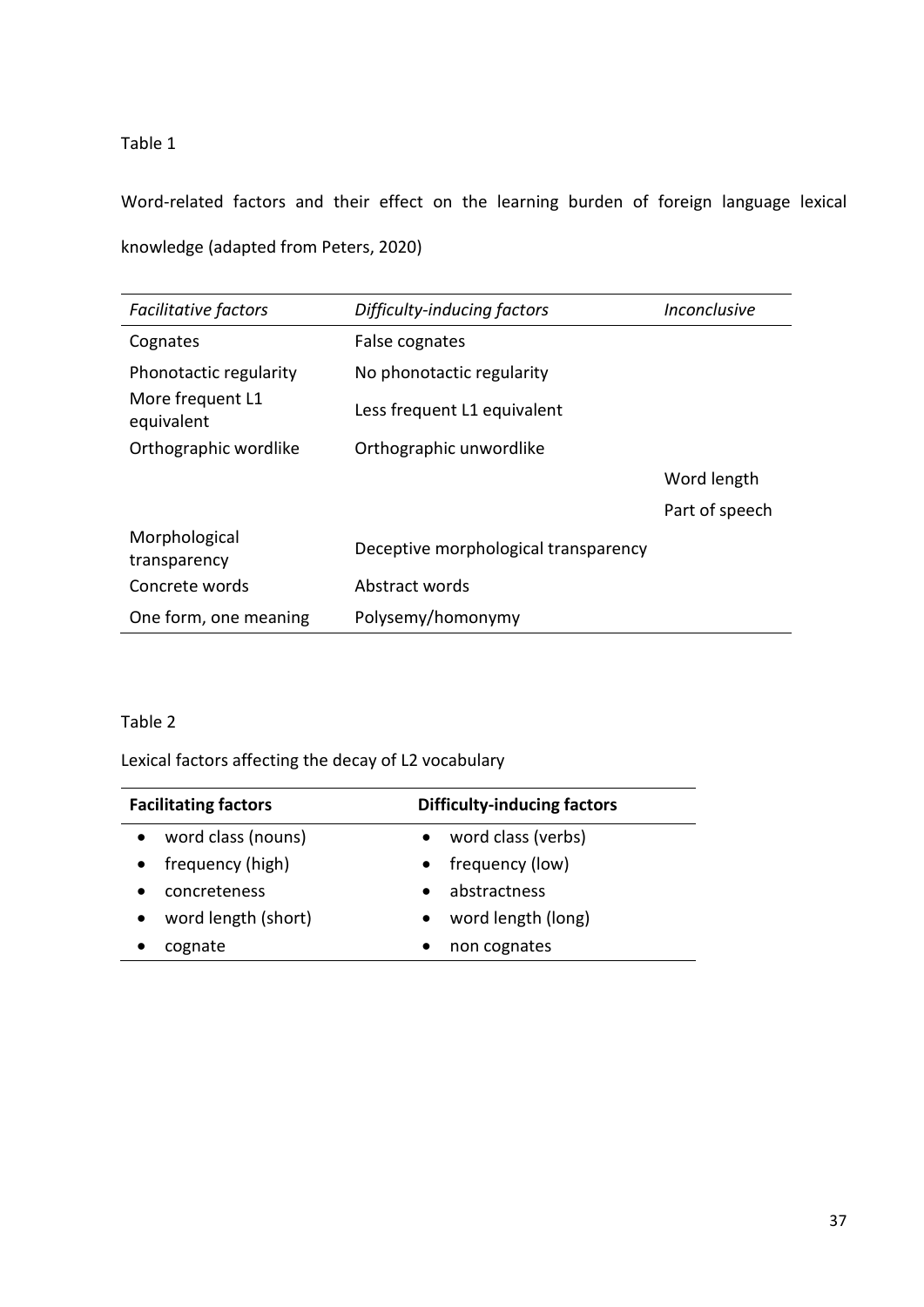Table 1

Word-related factors and their effect on the learning burden of foreign language lexical knowledge (adapted from Peters, 2020)

| *Facilitative factors* | *Difficulty-inducing factors* | *Inconclusive* |
|---|---|---|
| Cognates | False cognates | |
| Phonotactic regularity | No phonotactic regularity | |
| More frequent L1 equivalent | Less frequent L1 equivalent | |
| Orthographic wordlike | Orthographic unwordlike | |
| | | Word length |
| | | Part of speech |
| Morphological transparency | Deceptive morphological transparency | |
| Concrete words | Abstract words | |
| One form, one meaning | Polysemy/homonymy | |

Table 2

Lexical factors affecting the decay of L2 vocabulary

| **Facilitating factors** | **Difficulty-inducing factors** |
|---|---|
| • word class (nouns) | • word class (verbs) |
| • frequency (high) | • frequency (low) |
| • concreteness | • abstractness |
| • word length (short) | • word length (long) |
| • cognate | • non cognates |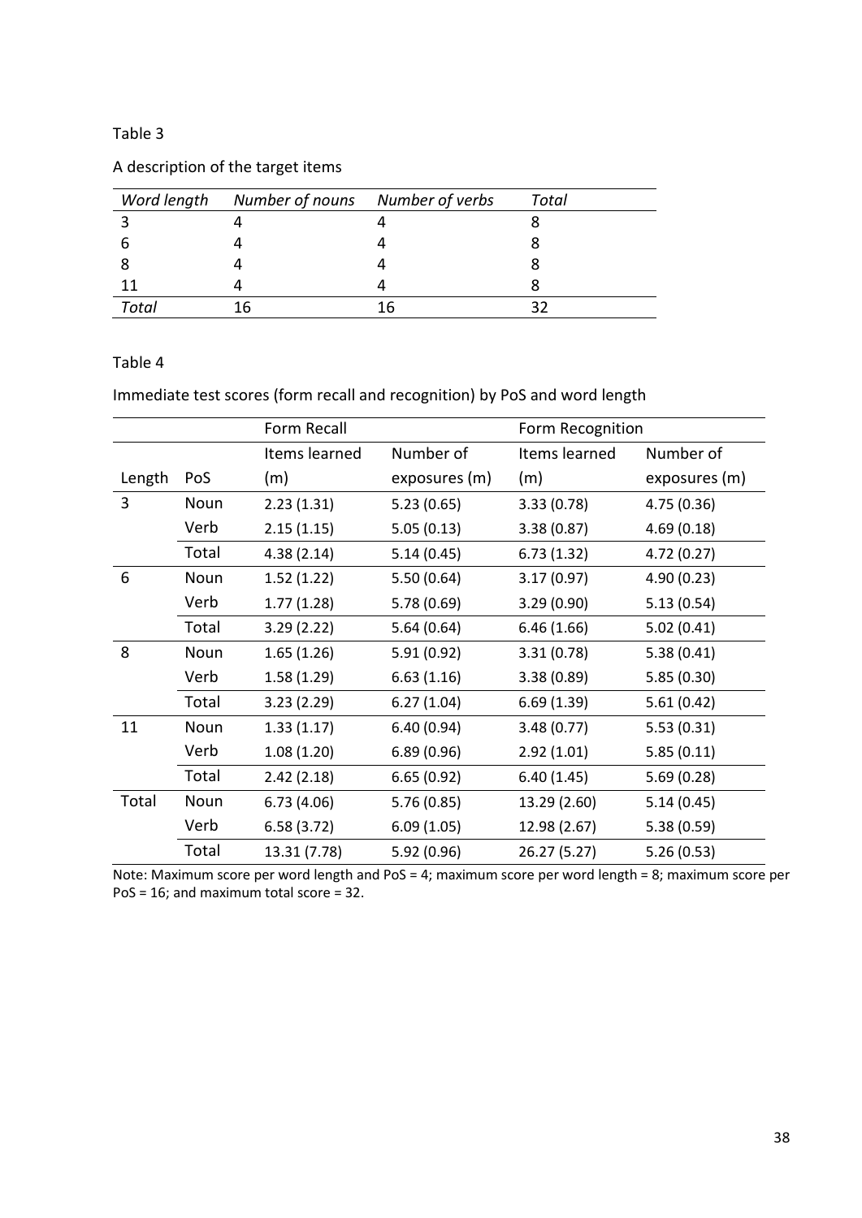Table 3

A description of the target items

| *Word length* | *Number of nouns* | *Number of verbs* | *Total* |
|---|---|---|---|
| 3 | 4 | 4 | 8 |
| 6 | 4 | 4 | 8 |
| 8 | 4 | 4 | 8 |
| 11 | 4 | 4 | 8 |
| *Total* | 16 | 16 | 32 |

Table 4

Immediate test scores (form recall and recognition) by PoS and word length

| | | Form Recall | | Form Recognition | |
|---|---|---|---|---|---|
| Length | PoS | Items learned (m) | Number of exposures (m) | Items learned (m) | Number of exposures (m) |
| 3 | Noun | 2.23 (1.31) | 5.23 (0.65) | 3.33 (0.78) | 4.75 (0.36) |
| | Verb | 2.15 (1.15) | 5.05 (0.13) | 3.38 (0.87) | 4.69 (0.18) |
| | Total | 4.38 (2.14) | 5.14 (0.45) | 6.73 (1.32) | 4.72 (0.27) |
| 6 | Noun | 1.52 (1.22) | 5.50 (0.64) | 3.17 (0.97) | 4.90 (0.23) |
| | Verb | 1.77 (1.28) | 5.78 (0.69) | 3.29 (0.90) | 5.13 (0.54) |
| | Total | 3.29 (2.22) | 5.64 (0.64) | 6.46 (1.66) | 5.02 (0.41) |
| 8 | Noun | 1.65 (1.26) | 5.91 (0.92) | 3.31 (0.78) | 5.38 (0.41) |
| | Verb | 1.58 (1.29) | 6.63 (1.16) | 3.38 (0.89) | 5.85 (0.30) |
| | Total | 3.23 (2.29) | 6.27 (1.04) | 6.69 (1.39) | 5.61 (0.42) |
| 11 | Noun | 1.33 (1.17) | 6.40 (0.94) | 3.48 (0.77) | 5.53 (0.31) |
| | Verb | 1.08 (1.20) | 6.89 (0.96) | 2.92 (1.01) | 5.85 (0.11) |
| | Total | 2.42 (2.18) | 6.65 (0.92) | 6.40 (1.45) | 5.69 (0.28) |
| Total | Noun | 6.73 (4.06) | 5.76 (0.85) | 13.29 (2.60) | 5.14 (0.45) |
| | Verb | 6.58 (3.72) | 6.09 (1.05) | 12.98 (2.67) | 5.38 (0.59) |
| | Total | 13.31 (7.78) | 5.92 (0.96) | 26.27 (5.27) | 5.26 (0.53) |

Note: Maximum score per word length and PoS = 4; maximum score per word length = 8; maximum score per PoS = 16; and maximum total score = 32.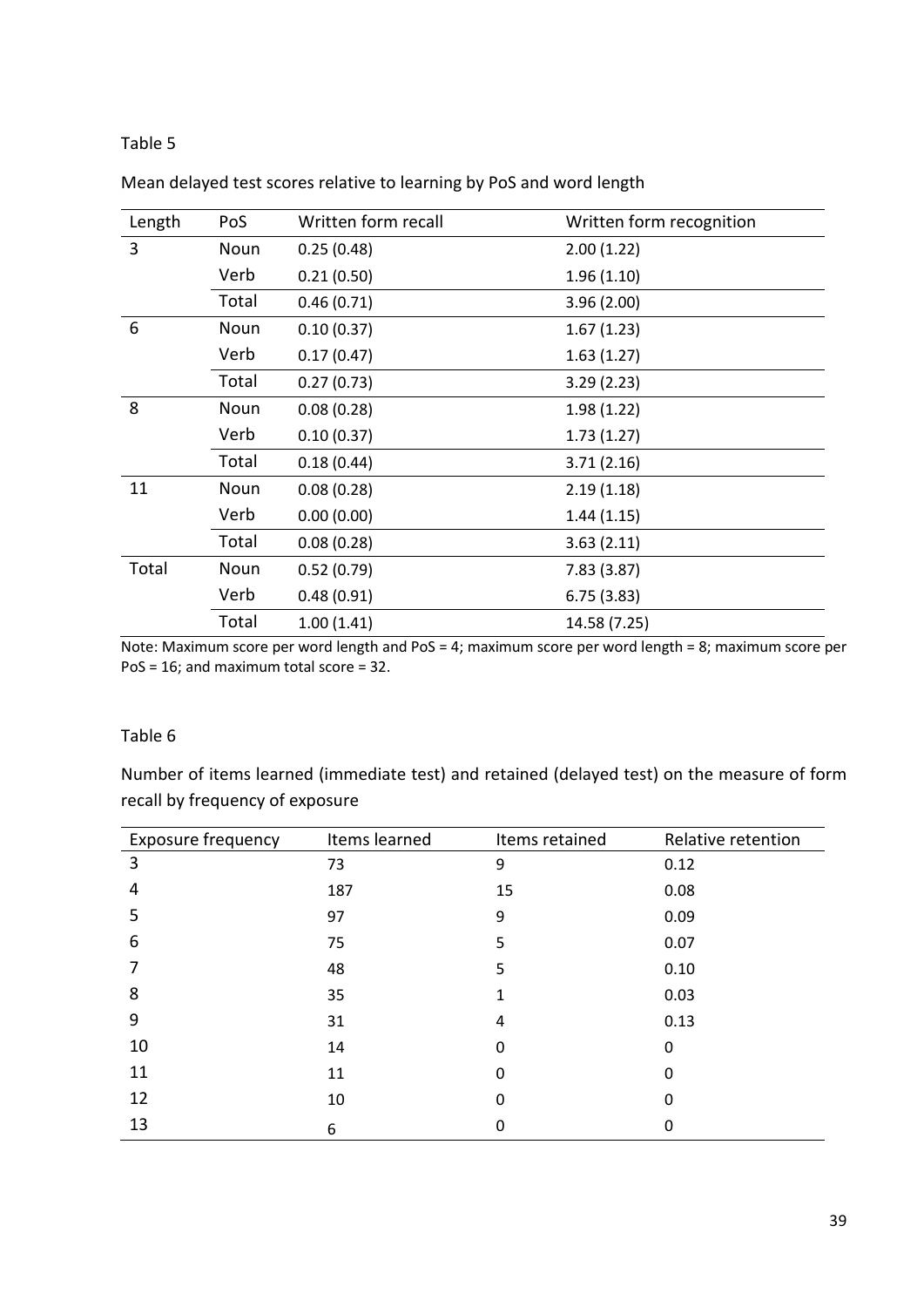Table 5

Mean delayed test scores relative to learning by PoS and word length

| Length | PoS | Written form recall | Written form recognition |
| --- | --- | --- | --- |
| 3 | Noun | 0.25 (0.48) | 2.00 (1.22) |
| | Verb | 0.21 (0.50) | 1.96 (1.10) |
| | Total | 0.46 (0.71) | 3.96 (2.00) |
| 6 | Noun | 0.10 (0.37) | 1.67 (1.23) |
| | Verb | 0.17 (0.47) | 1.63 (1.27) |
| | Total | 0.27 (0.73) | 3.29 (2.23) |
| 8 | Noun | 0.08 (0.28) | 1.98 (1.22) |
| | Verb | 0.10 (0.37) | 1.73 (1.27) |
| | Total | 0.18 (0.44) | 3.71 (2.16) |
| 11 | Noun | 0.08 (0.28) | 2.19 (1.18) |
| | Verb | 0.00 (0.00) | 1.44 (1.15) |
| | Total | 0.08 (0.28) | 3.63 (2.11) |
| Total | Noun | 0.52 (0.79) | 7.83 (3.87) |
| | Verb | 0.48 (0.91) | 6.75 (3.83) |
| | Total | 1.00 (1.41) | 14.58 (7.25) |

Note: Maximum score per word length and PoS = 4; maximum score per word length = 8; maximum score per PoS = 16; and maximum total score = 32.

Table 6

Number of items learned (immediate test) and retained (delayed test) on the measure of form recall by frequency of exposure

| Exposure frequency | Items learned | Items retained | Relative retention |
| --- | --- | --- | --- |
| 3 | 73 | 9 | 0.12 |
| 4 | 187 | 15 | 0.08 |
| 5 | 97 | 9 | 0.09 |
| 6 | 75 | 5 | 0.07 |
| 7 | 48 | 5 | 0.10 |
| 8 | 35 | 1 | 0.03 |
| 9 | 31 | 4 | 0.13 |
| 10 | 14 | 0 | 0 |
| 11 | 11 | 0 | 0 |
| 12 | 10 | 0 | 0 |
| 13 | 6 | 0 | 0 |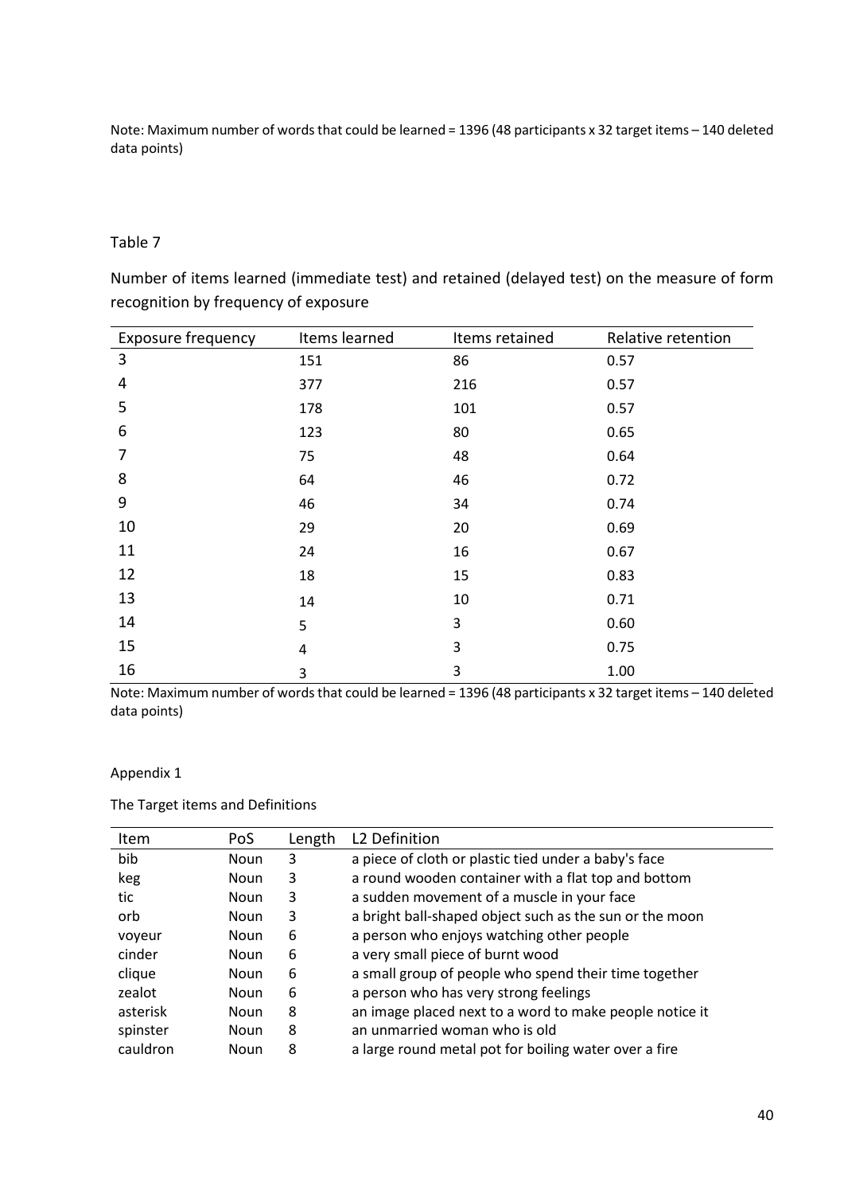Note: Maximum number of words that could be learned = 1396 (48 participants x 32 target items – 140 deleted data points)

Table 7

Number of items learned (immediate test) and retained (delayed test) on the measure of form recognition by frequency of exposure

| Exposure frequency | Items learned | Items retained | Relative retention |
|---|---|---|---|
| 3 | 151 | 86 | 0.57 |
| 4 | 377 | 216 | 0.57 |
| 5 | 178 | 101 | 0.57 |
| 6 | 123 | 80 | 0.65 |
| 7 | 75 | 48 | 0.64 |
| 8 | 64 | 46 | 0.72 |
| 9 | 46 | 34 | 0.74 |
| 10 | 29 | 20 | 0.69 |
| 11 | 24 | 16 | 0.67 |
| 12 | 18 | 15 | 0.83 |
| 13 | 14 | 10 | 0.71 |
| 14 | 5 | 3 | 0.60 |
| 15 | 4 | 3 | 0.75 |
| 16 | 3 | 3 | 1.00 |

Note: Maximum number of words that could be learned = 1396 (48 participants x 32 target items – 140 deleted data points)

Appendix 1

The Target items and Definitions

| Item | PoS | Length | L2 Definition |
|---|---|---|---|
| bib | Noun | 3 | a piece of cloth or plastic tied under a baby's face |
| keg | Noun | 3 | a round wooden container with a flat top and bottom |
| tic | Noun | 3 | a sudden movement of a muscle in your face |
| orb | Noun | 3 | a bright ball-shaped object such as the sun or the moon |
| voyeur | Noun | 6 | a person who enjoys watching other people |
| cinder | Noun | 6 | a very small piece of burnt wood |
| clique | Noun | 6 | a small group of people who spend their time together |
| zealot | Noun | 6 | a person who has very strong feelings |
| asterisk | Noun | 8 | an image placed next to a word to make people notice it |
| spinster | Noun | 8 | an unmarried woman who is old |
| cauldron | Noun | 8 | a large round metal pot for boiling water over a fire |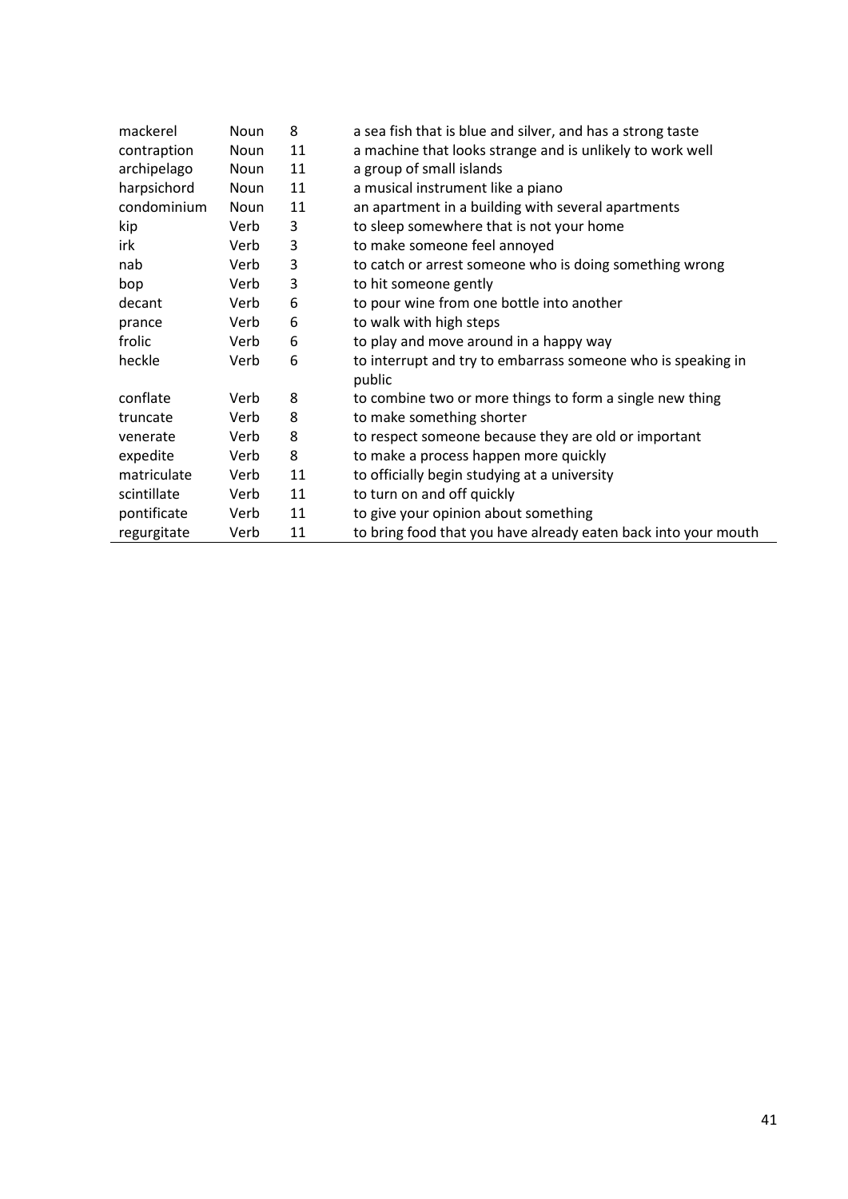| | | | |
|---|---|---|---|
| mackerel | Noun | 8 | a sea fish that is blue and silver, and has a strong taste |
| contraption | Noun | 11 | a machine that looks strange and is unlikely to work well |
| archipelago | Noun | 11 | a group of small islands |
| harpsichord | Noun | 11 | a musical instrument like a piano |
| condominium | Noun | 11 | an apartment in a building with several apartments |
| kip | Verb | 3 | to sleep somewhere that is not your home |
| irk | Verb | 3 | to make someone feel annoyed |
| nab | Verb | 3 | to catch or arrest someone who is doing something wrong |
| bop | Verb | 3 | to hit someone gently |
| decant | Verb | 6 | to pour wine from one bottle into another |
| prance | Verb | 6 | to walk with high steps |
| frolic | Verb | 6 | to play and move around in a happy way |
| heckle | Verb | 6 | to interrupt and try to embarrass someone who is speaking in public |
| conflate | Verb | 8 | to combine two or more things to form a single new thing |
| truncate | Verb | 8 | to make something shorter |
| venerate | Verb | 8 | to respect someone because they are old or important |
| expedite | Verb | 8 | to make a process happen more quickly |
| matriculate | Verb | 11 | to officially begin studying at a university |
| scintillate | Verb | 11 | to turn on and off quickly |
| pontificate | Verb | 11 | to give your opinion about something |
| regurgitate | Verb | 11 | to bring food that you have already eaten back into your mouth |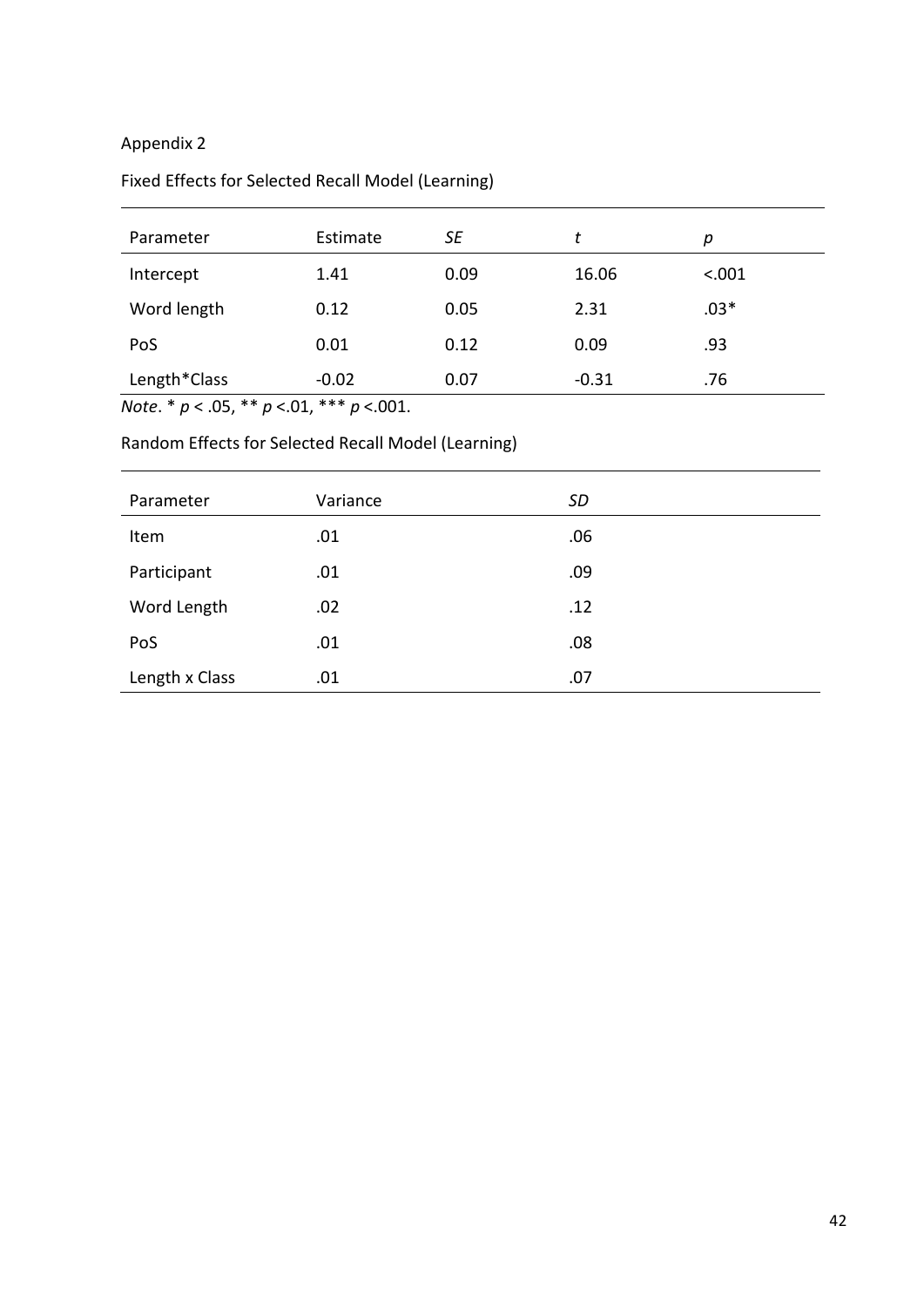Appendix 2

Fixed Effects for Selected Recall Model (Learning)

| Parameter | Estimate | *SE* | *t* | *p* |
|---|---|---|---|---|
| Intercept | 1.41 | 0.09 | 16.06 | <.001 |
| Word length | 0.12 | 0.05 | 2.31 | .03* |
| PoS | 0.01 | 0.12 | 0.09 | .93 |
| Length*Class | -0.02 | 0.07 | -0.31 | .76 |

*Note*. * $p < .05$, ** $p < .01$, *** $p < .001$.

Random Effects for Selected Recall Model (Learning)

| Parameter | Variance | *SD* |
|---|---|---|
| Item | .01 | .06 |
| Participant | .01 | .09 |
| Word Length | .02 | .12 |
| PoS | .01 | .08 |
| Length x Class | .01 | .07 |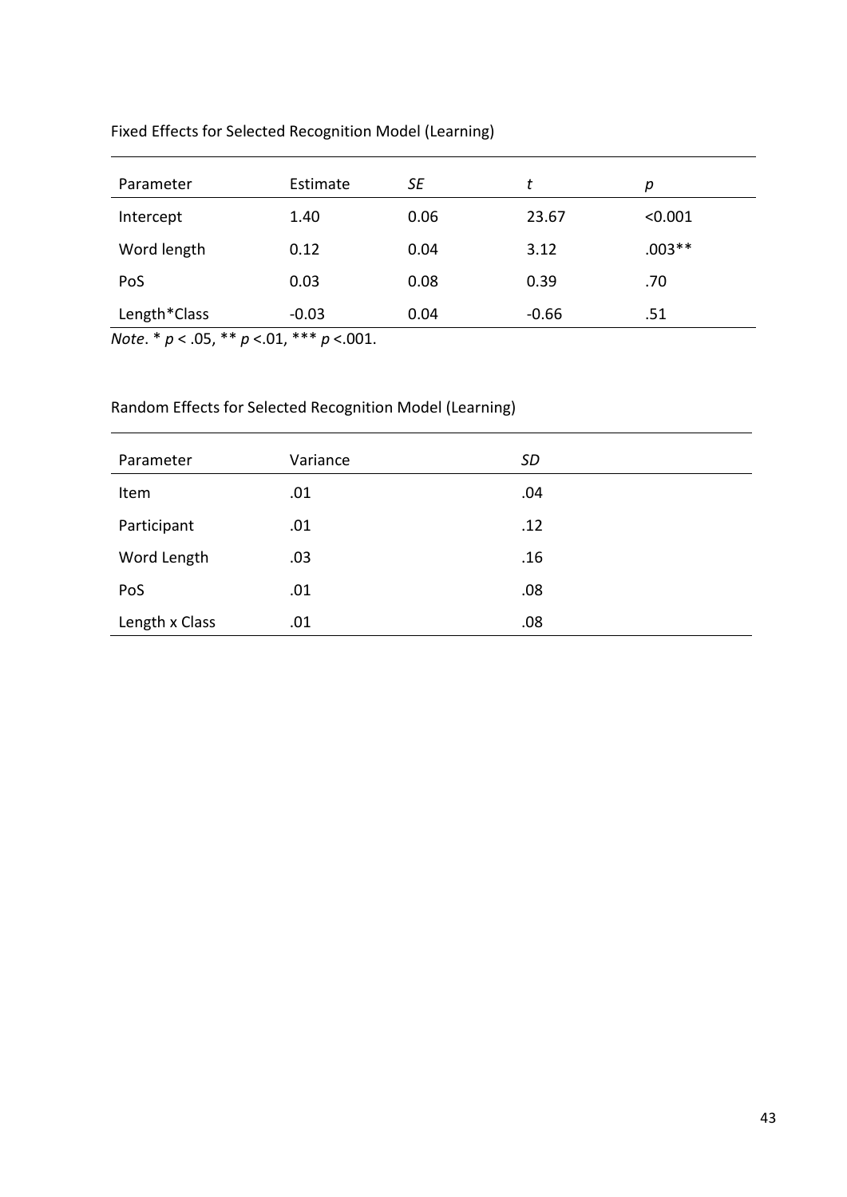Fixed Effects for Selected Recognition Model (Learning)

| Parameter | Estimate | *SE* | *t* | *p* |
|---|---|---|---|---|
| Intercept | 1.40 | 0.06 | 23.67 | <0.001 |
| Word length | 0.12 | 0.04 | 3.12 | .003** |
| PoS | 0.03 | 0.08 | 0.39 | .70 |
| Length*Class | -0.03 | 0.04 | -0.66 | .51 |

*Note*. * $p < .05$, ** $p < .01$, *** $p < .001$.

Random Effects for Selected Recognition Model (Learning)

| Parameter | Variance | *SD* |
|---|---|---|
| Item | .01 | .04 |
| Participant | .01 | .12 |
| Word Length | .03 | .16 |
| PoS | .01 | .08 |
| Length x Class | .01 | .08 |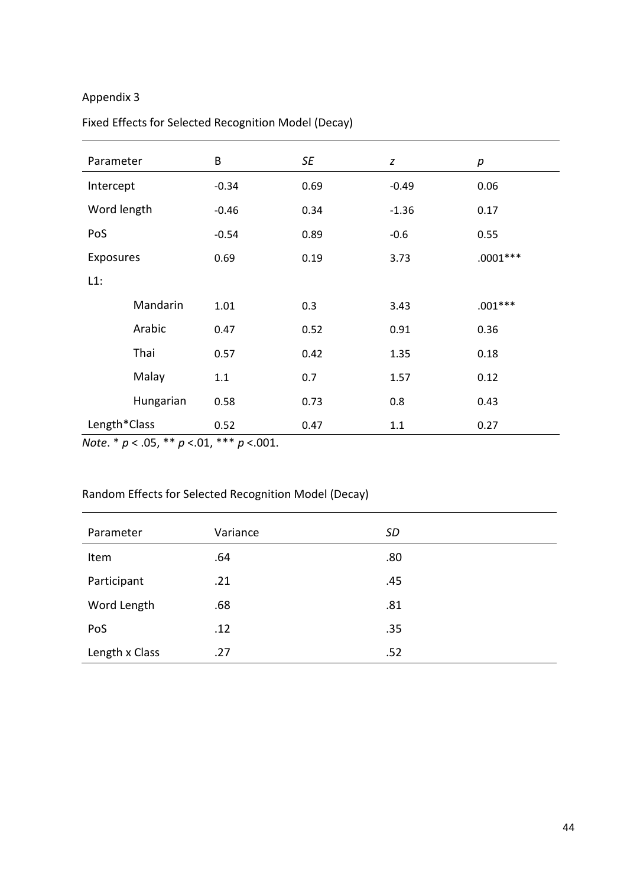Appendix 3

Fixed Effects for Selected Recognition Model (Decay)

| Parameter | B | *SE* | *z* | *p* |
|---|---|---|---|---|
| Intercept | -0.34 | 0.69 | -0.49 | 0.06 |
| Word length | -0.46 | 0.34 | -1.36 | 0.17 |
| PoS | -0.54 | 0.89 | -0.6 | 0.55 |
| Exposures | 0.69 | 0.19 | 3.73 | .0001*** |
| L1: | | | | |
| Mandarin | 1.01 | 0.3 | 3.43 | .001*** |
| Arabic | 0.47 | 0.52 | 0.91 | 0.36 |
| Thai | 0.57 | 0.42 | 1.35 | 0.18 |
| Malay | 1.1 | 0.7 | 1.57 | 0.12 |
| Hungarian | 0.58 | 0.73 | 0.8 | 0.43 |
| Length*Class | 0.52 | 0.47 | 1.1 | 0.27 |

*Note*. * $p < .05$, ** $p < .01$, *** $p < .001$.

Random Effects for Selected Recognition Model (Decay)

| Parameter | Variance | *SD* |
|---|---|---|
| Item | .64 | .80 |
| Participant | .21 | .45 |
| Word Length | .68 | .81 |
| PoS | .12 | .35 |
| Length x Class | .27 | .52 |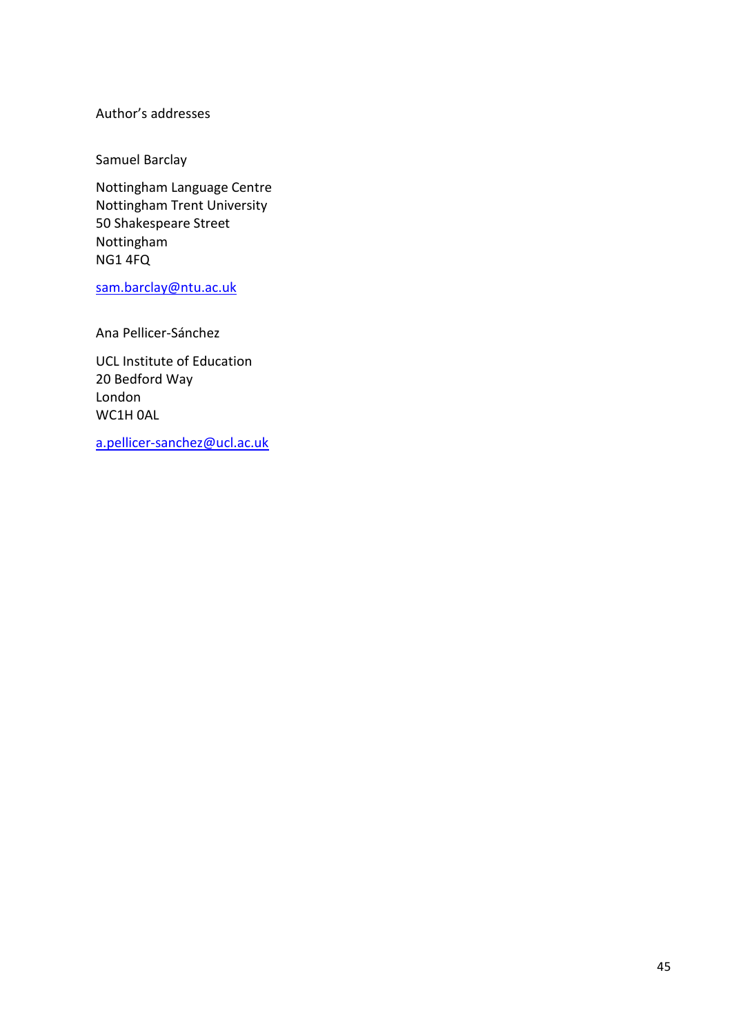Author’s addresses

Samuel Barclay

Nottingham Language Centre  
Nottingham Trent University  
50 Shakespeare Street  
Nottingham  
NG1 4FQ

sam.barclay@ntu.ac.uk

Ana Pellicer-Sánchez

UCL Institute of Education  
20 Bedford Way  
London  
WC1H 0AL

a.pellicer-sanchez@ucl.ac.uk